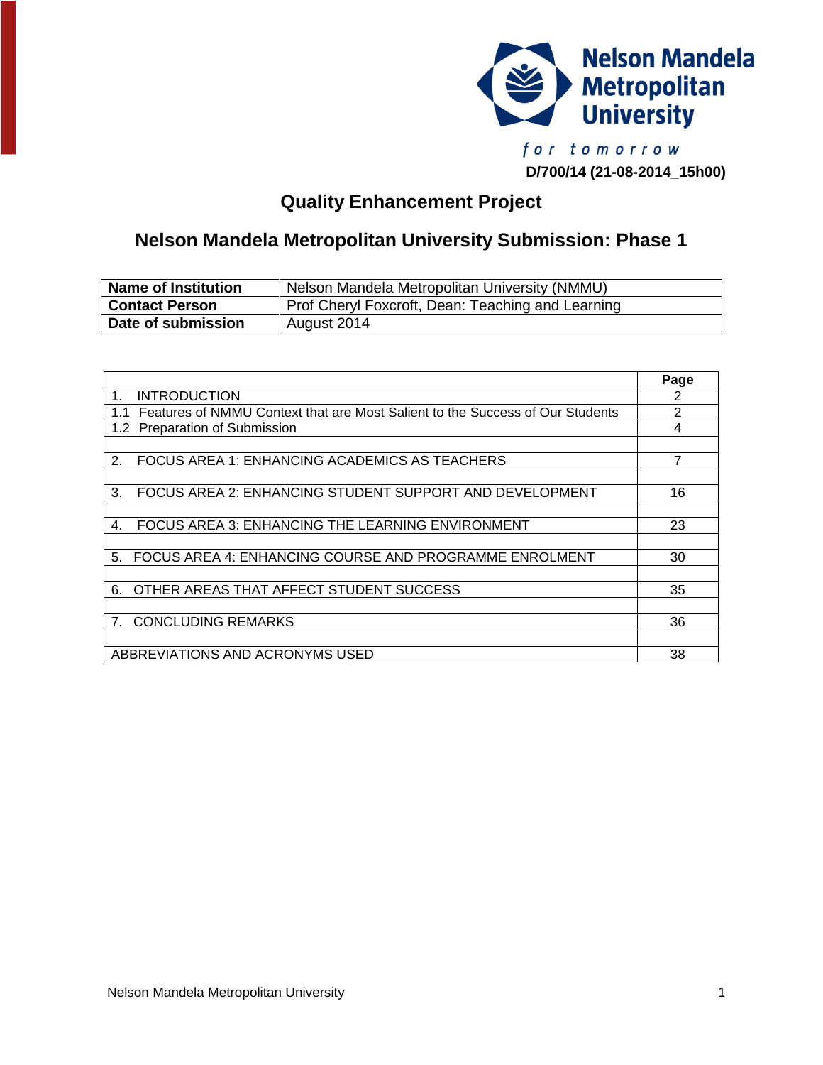Nelson Mandela Metropolitan University

*for tomorrow*

**D/700/14 (21-08-2014_15h00)**

# Quality Enhancement Project

## Nelson Mandela Metropolitan University Submission: Phase 1

| **Name of Institution** | Nelson Mandela Metropolitan University (NMMU) |
|---|---|
| **Contact Person** | Prof Cheryl Foxcroft, Dean: Teaching and Learning |
| **Date of submission** | August 2014 |

| | **Page** |
|---|---|
| 1. INTRODUCTION | 2 |
| 1.1 Features of NMMU Context that are Most Salient to the Success of Our Students | 2 |
| 1.2 Preparation of Submission | 4 |
| | |
| 2. FOCUS AREA 1: ENHANCING ACADEMICS AS TEACHERS | 7 |
| | |
| 3. FOCUS AREA 2: ENHANCING STUDENT SUPPORT AND DEVELOPMENT | 16 |
| | |
| 4. FOCUS AREA 3: ENHANCING THE LEARNING ENVIRONMENT | 23 |
| | |
| 5. FOCUS AREA 4: ENHANCING COURSE AND PROGRAMME ENROLMENT | 30 |
| | |
| 6. OTHER AREAS THAT AFFECT STUDENT SUCCESS | 35 |
| | |
| 7. CONCLUDING REMARKS | 36 |
| | |
| ABBREVIATIONS AND ACRONYMS USED | 38 |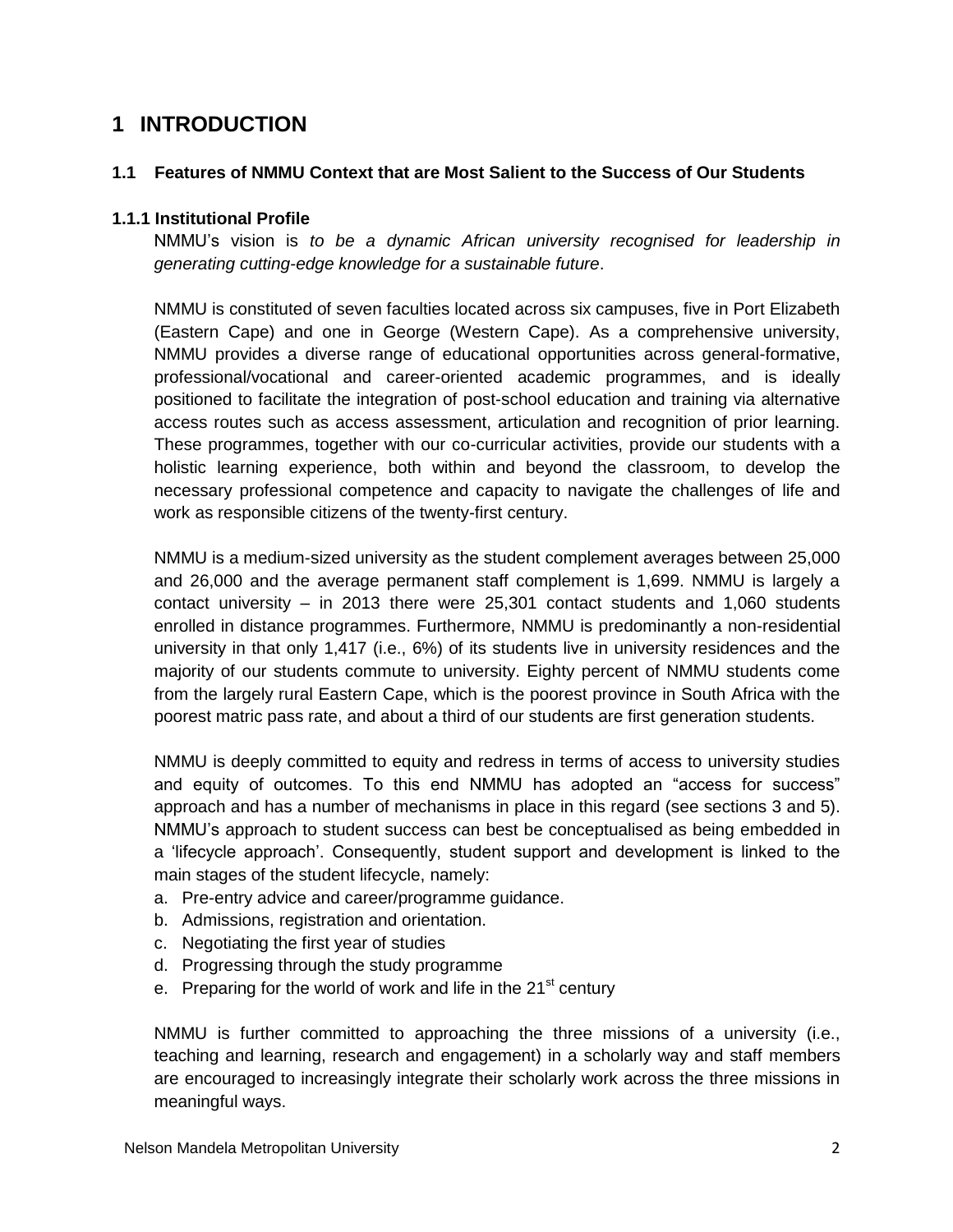# 1 INTRODUCTION

## 1.1 Features of NMMU Context that are Most Salient to the Success of Our Students

### 1.1.1 Institutional Profile

NMMU's vision is *to be a dynamic African university recognised for leadership in generating cutting-edge knowledge for a sustainable future*.

NMMU is constituted of seven faculties located across six campuses, five in Port Elizabeth (Eastern Cape) and one in George (Western Cape). As a comprehensive university, NMMU provides a diverse range of educational opportunities across general-formative, professional/vocational and career-oriented academic programmes, and is ideally positioned to facilitate the integration of post-school education and training via alternative access routes such as access assessment, articulation and recognition of prior learning. These programmes, together with our co-curricular activities, provide our students with a holistic learning experience, both within and beyond the classroom, to develop the necessary professional competence and capacity to navigate the challenges of life and work as responsible citizens of the twenty-first century.

NMMU is a medium-sized university as the student complement averages between 25,000 and 26,000 and the average permanent staff complement is 1,699. NMMU is largely a contact university – in 2013 there were 25,301 contact students and 1,060 students enrolled in distance programmes. Furthermore, NMMU is predominantly a non-residential university in that only 1,417 (i.e., 6%) of its students live in university residences and the majority of our students commute to university. Eighty percent of NMMU students come from the largely rural Eastern Cape, which is the poorest province in South Africa with the poorest matric pass rate, and about a third of our students are first generation students.

NMMU is deeply committed to equity and redress in terms of access to university studies and equity of outcomes. To this end NMMU has adopted an "access for success" approach and has a number of mechanisms in place in this regard (see sections 3 and 5). NMMU's approach to student success can best be conceptualised as being embedded in a 'lifecycle approach'. Consequently, student support and development is linked to the main stages of the student lifecycle, namely:

a. Pre-entry advice and career/programme guidance.
b. Admissions, registration and orientation.
c. Negotiating the first year of studies
d. Progressing through the study programme
e. Preparing for the world of work and life in the 21st century

NMMU is further committed to approaching the three missions of a university (i.e., teaching and learning, research and engagement) in a scholarly way and staff members are encouraged to increasingly integrate their scholarly work across the three missions in meaningful ways.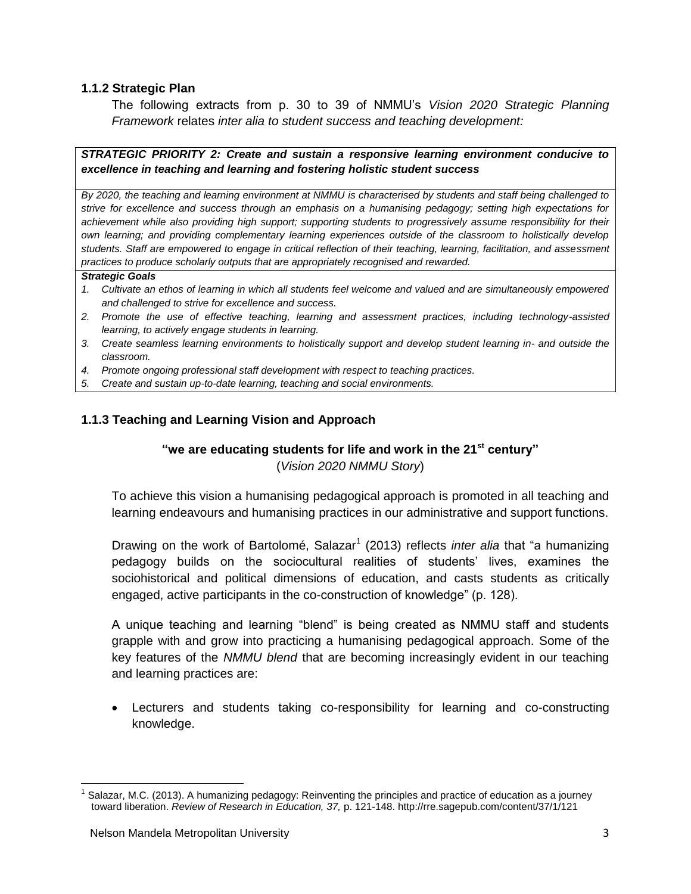### 1.1.2 Strategic Plan

The following extracts from p. 30 to 39 of NMMU's *Vision 2020 Strategic Planning Framework* relates *inter alia to student success and teaching development:*

***STRATEGIC PRIORITY 2: Create and sustain a responsive learning environment conducive to excellence in teaching and learning and fostering holistic student success***

*By 2020, the teaching and learning environment at NMMU is characterised by students and staff being challenged to strive for excellence and success through an emphasis on a humanising pedagogy; setting high expectations for achievement while also providing high support; supporting students to progressively assume responsibility for their own learning; and providing complementary learning experiences outside of the classroom to holistically develop students. Staff are empowered to engage in critical reflection of their teaching, learning, facilitation, and assessment practices to produce scholarly outputs that are appropriately recognised and rewarded.*

***Strategic Goals***

1. *Cultivate an ethos of learning in which all students feel welcome and valued and are simultaneously empowered and challenged to strive for excellence and success.*
2. *Promote the use of effective teaching, learning and assessment practices, including technology-assisted learning, to actively engage students in learning.*
3. *Create seamless learning environments to holistically support and develop student learning in- and outside the classroom.*
4. *Promote ongoing professional staff development with respect to teaching practices.*
5. *Create and sustain up-to-date learning, teaching and social environments.*

### 1.1.3 Teaching and Learning Vision and Approach

**"we are educating students for life and work in the 21st century"**
(*Vision 2020 NMMU Story*)

To achieve this vision a humanising pedagogical approach is promoted in all teaching and learning endeavours and humanising practices in our administrative and support functions.

Drawing on the work of Bartolomé, Salazar[1] (2013) reflects *inter alia* that "a humanizing pedagogy builds on the sociocultural realities of students' lives, examines the sociohistorical and political dimensions of education, and casts students as critically engaged, active participants in the co-construction of knowledge" (p. 128).

A unique teaching and learning "blend" is being created as NMMU staff and students grapple with and grow into practicing a humanising pedagogical approach. Some of the key features of the *NMMU blend* that are becoming increasingly evident in our teaching and learning practices are:

- Lecturers and students taking co-responsibility for learning and co-constructing knowledge.

---

[1] Salazar, M.C. (2013). A humanizing pedagogy: Reinventing the principles and practice of education as a journey toward liberation. *Review of Research in Education, 37,* p. 121-148. http://rre.sagepub.com/content/37/1/121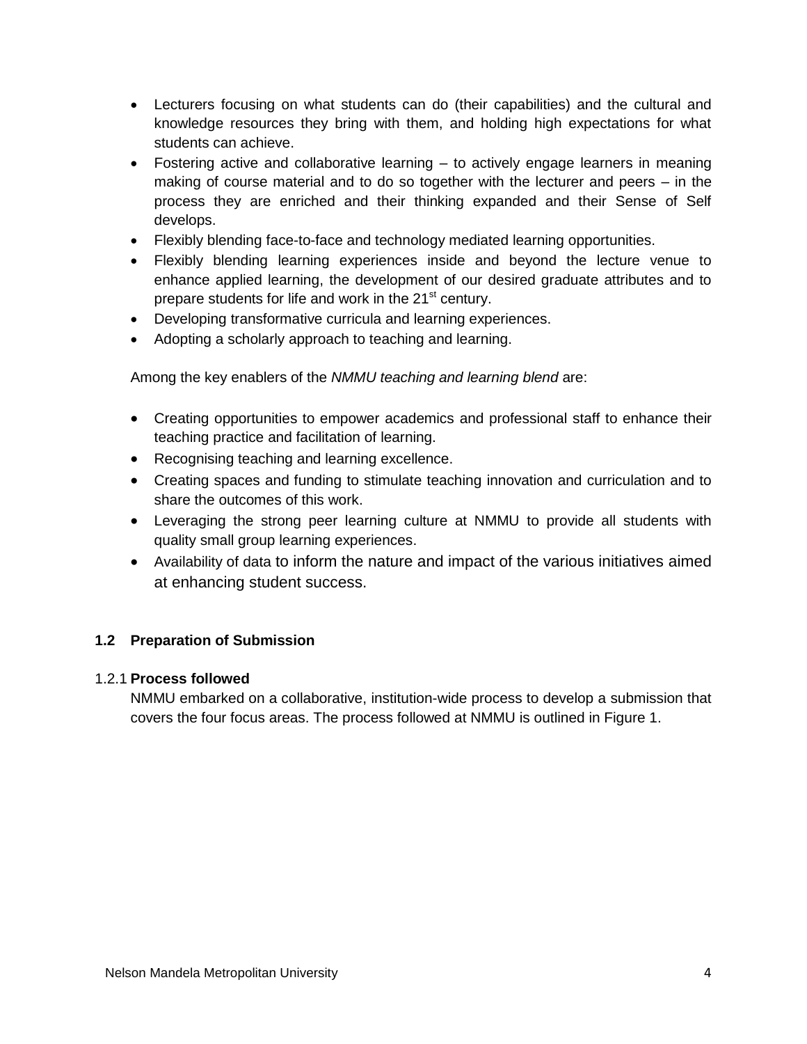- Lecturers focusing on what students can do (their capabilities) and the cultural and knowledge resources they bring with them, and holding high expectations for what students can achieve.
- Fostering active and collaborative learning – to actively engage learners in meaning making of course material and to do so together with the lecturer and peers – in the process they are enriched and their thinking expanded and their Sense of Self develops.
- Flexibly blending face-to-face and technology mediated learning opportunities.
- Flexibly blending learning experiences inside and beyond the lecture venue to enhance applied learning, the development of our desired graduate attributes and to prepare students for life and work in the 21st century.
- Developing transformative curricula and learning experiences.
- Adopting a scholarly approach to teaching and learning.

Among the key enablers of the *NMMU teaching and learning blend* are:

- Creating opportunities to empower academics and professional staff to enhance their teaching practice and facilitation of learning.
- Recognising teaching and learning excellence.
- Creating spaces and funding to stimulate teaching innovation and curriculation and to share the outcomes of this work.
- Leveraging the strong peer learning culture at NMMU to provide all students with quality small group learning experiences.
- Availability of data to inform the nature and impact of the various initiatives aimed at enhancing student success.

## 1.2 Preparation of Submission

### 1.2.1 Process followed

NMMU embarked on a collaborative, institution-wide process to develop a submission that covers the four focus areas. The process followed at NMMU is outlined in Figure 1.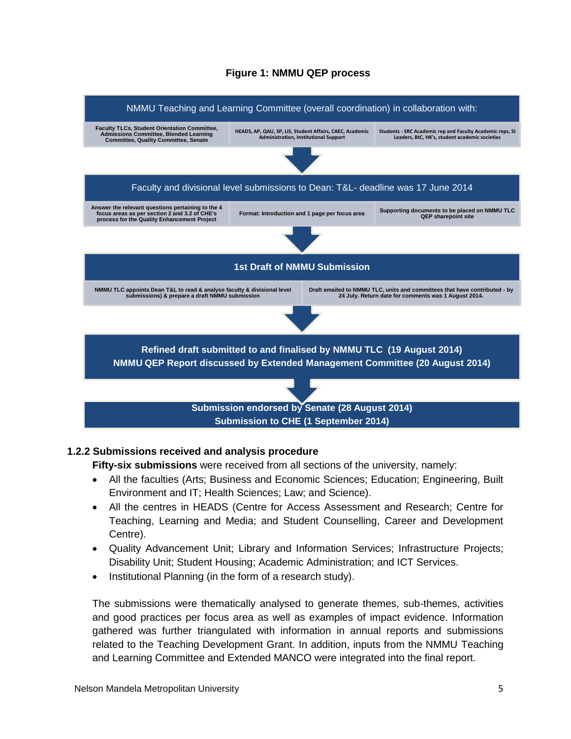**Figure 1: NMMU QEP process**

NMMU Teaching and Learning Committee (overall coordination) in collaboration with:

| Faculty TLCs, Student Orientation Committee, Admissions Committee, Blended Learning Committee, Quality Committee, Senate | HEADS, AP, QAU, SP, LIS, Student Affairs, CAEC, Academic Administration, Institutional Support | Students - SRC Academic rep and Faculty Academic reps, SI Leaders, BtC, HK's, student academic societies |
|---|---|---|

↓

Faculty and divisional level submissions to Dean: T&L- deadline was 17 June 2014

| Answer the relevant questions pertaining to the 4 focus areas as per section 2 and 3.2 of CHE's process for the Quality Enhancement Project | Format: Introduction and 1 page per focus area | Supporting documents to be placed on NMMU TLC QEP sharepoint site |
|---|---|---|

↓

**1st Draft of NMMU Submission**

| NMMU TLC appoints Dean T&L to read & analyse faculty & divisional level submissions) & prepare a draft NMMU submission | Draft emailed to NMMU TLC, units and committees that have contributed - by 24 July. Return date for comments was 1 August 2014. |
|---|---|

↓

**Refined draft submitted to and finalised by NMMU TLC (19 August 2014)**
**NMMU QEP Report discussed by Extended Management Committee (20 August 2014)**

↓

**Submission endorsed by Senate (28 August 2014)**
**Submission to CHE (1 September 2014)**

### 1.2.2 Submissions received and analysis procedure

**Fifty-six submissions** were received from all sections of the university, namely:

- All the faculties (Arts; Business and Economic Sciences; Education; Engineering, Built Environment and IT; Health Sciences; Law; and Science).
- All the centres in HEADS (Centre for Access Assessment and Research; Centre for Teaching, Learning and Media; and Student Counselling, Career and Development Centre).
- Quality Advancement Unit; Library and Information Services; Infrastructure Projects; Disability Unit; Student Housing; Academic Administration; and ICT Services.
- Institutional Planning (in the form of a research study).

The submissions were thematically analysed to generate themes, sub-themes, activities and good practices per focus area as well as examples of impact evidence. Information gathered was further triangulated with information in annual reports and submissions related to the Teaching Development Grant. In addition, inputs from the NMMU Teaching and Learning Committee and Extended MANCO were integrated into the final report.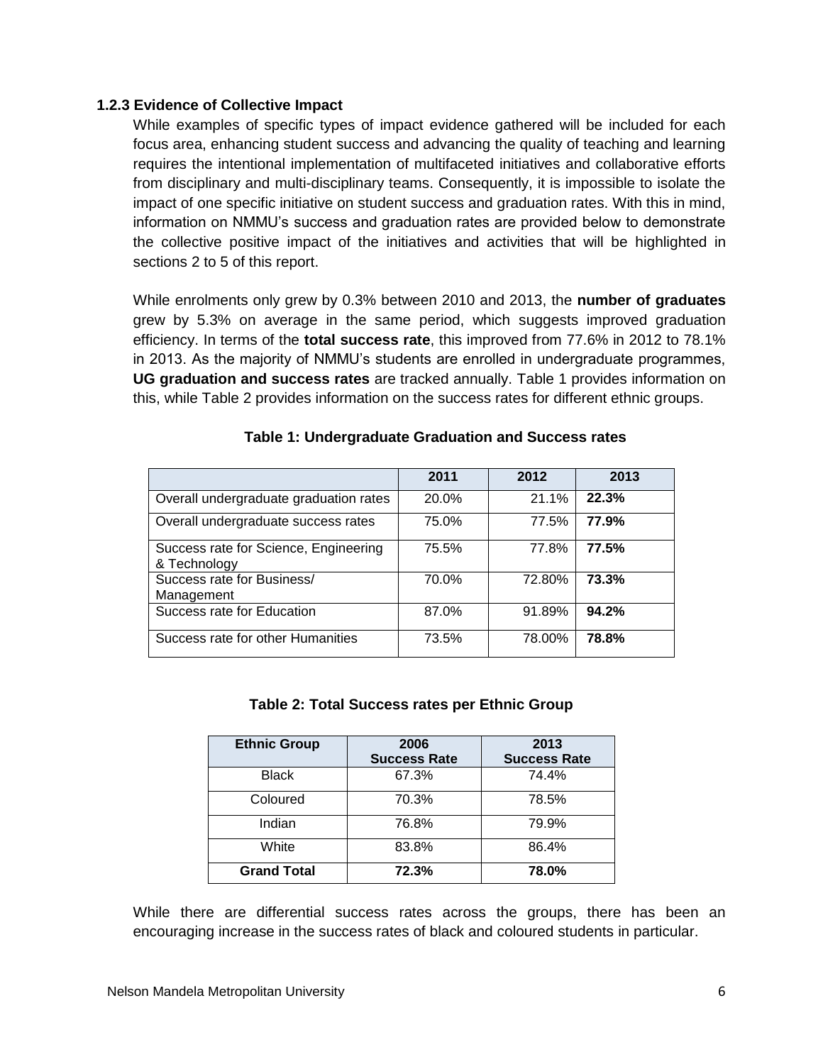### 1.2.3 Evidence of Collective Impact

While examples of specific types of impact evidence gathered will be included for each focus area, enhancing student success and advancing the quality of teaching and learning requires the intentional implementation of multifaceted initiatives and collaborative efforts from disciplinary and multi-disciplinary teams. Consequently, it is impossible to isolate the impact of one specific initiative on student success and graduation rates. With this in mind, information on NMMU's success and graduation rates are provided below to demonstrate the collective positive impact of the initiatives and activities that will be highlighted in sections 2 to 5 of this report.

While enrolments only grew by 0.3% between 2010 and 2013, the **number of graduates** grew by 5.3% on average in the same period, which suggests improved graduation efficiency. In terms of the **total success rate**, this improved from 77.6% in 2012 to 78.1% in 2013. As the majority of NMMU's students are enrolled in undergraduate programmes, **UG graduation and success rates** are tracked annually. Table 1 provides information on this, while Table 2 provides information on the success rates for different ethnic groups.

**Table 1: Undergraduate Graduation and Success rates**

| | 2011 | 2012 | 2013 |
|---|---|---|---|
| Overall undergraduate graduation rates | 20.0% | 21.1% | **22.3%** |
| Overall undergraduate success rates | 75.0% | 77.5% | **77.9%** |
| Success rate for Science, Engineering & Technology | 75.5% | 77.8% | **77.5%** |
| Success rate for Business/ Management | 70.0% | 72.80% | **73.3%** |
| Success rate for Education | 87.0% | 91.89% | **94.2%** |
| Success rate for other Humanities | 73.5% | 78.00% | **78.8%** |

**Table 2: Total Success rates per Ethnic Group**

| Ethnic Group | 2006 Success Rate | 2013 Success Rate |
|---|---|---|
| Black | 67.3% | 74.4% |
| Coloured | 70.3% | 78.5% |
| Indian | 76.8% | 79.9% |
| White | 83.8% | 86.4% |
| **Grand Total** | **72.3%** | **78.0%** |

While there are differential success rates across the groups, there has been an encouraging increase in the success rates of black and coloured students in particular.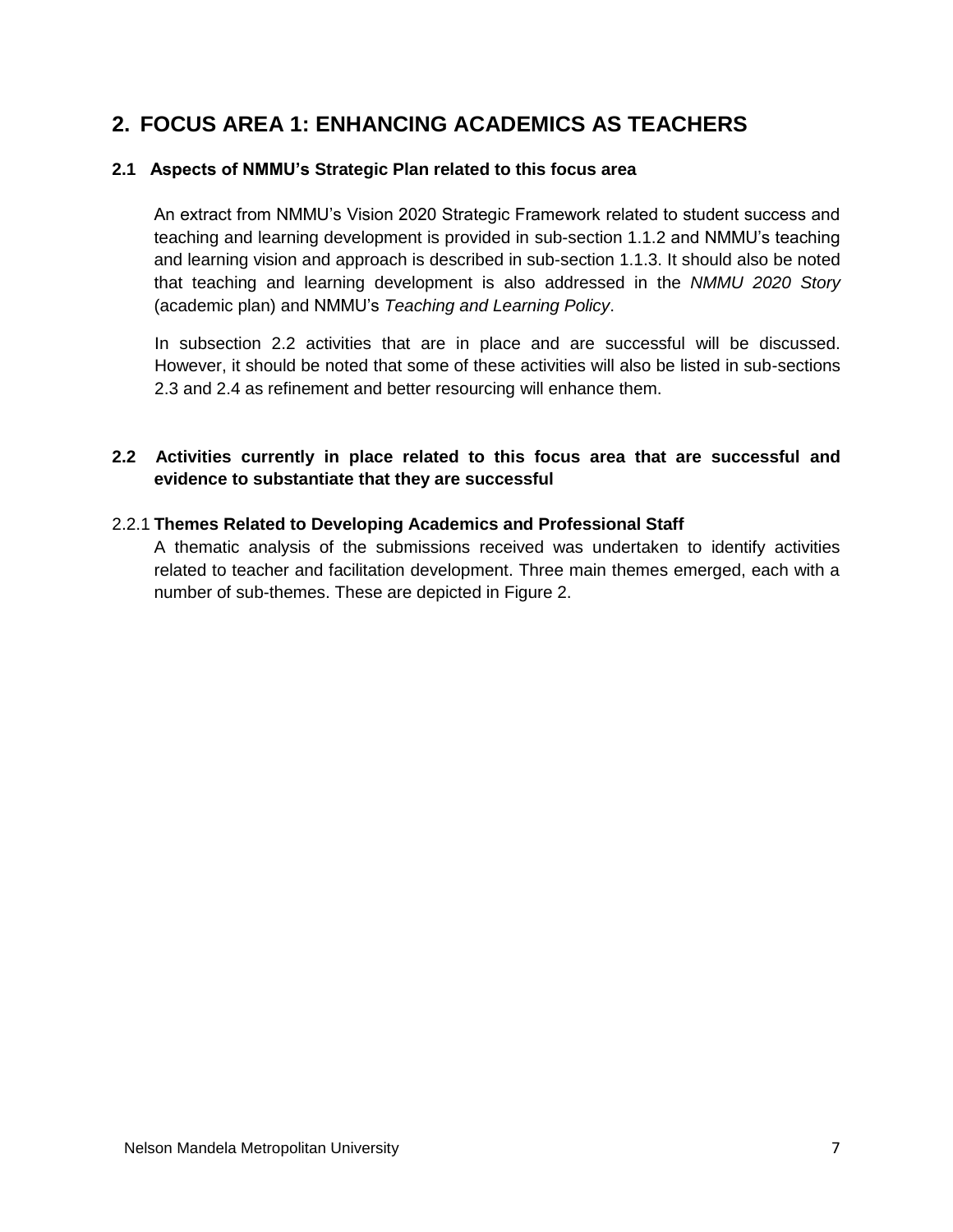# 2. FOCUS AREA 1: ENHANCING ACADEMICS AS TEACHERS

## 2.1 Aspects of NMMU's Strategic Plan related to this focus area

An extract from NMMU's Vision 2020 Strategic Framework related to student success and teaching and learning development is provided in sub-section 1.1.2 and NMMU's teaching and learning vision and approach is described in sub-section 1.1.3. It should also be noted that teaching and learning development is also addressed in the *NMMU 2020 Story* (academic plan) and NMMU's *Teaching and Learning Policy*.

In subsection 2.2 activities that are in place and are successful will be discussed. However, it should be noted that some of these activities will also be listed in sub-sections 2.3 and 2.4 as refinement and better resourcing will enhance them.

## 2.2 Activities currently in place related to this focus area that are successful and evidence to substantiate that they are successful

### 2.2.1 Themes Related to Developing Academics and Professional Staff

A thematic analysis of the submissions received was undertaken to identify activities related to teacher and facilitation development. Three main themes emerged, each with a number of sub-themes. These are depicted in Figure 2.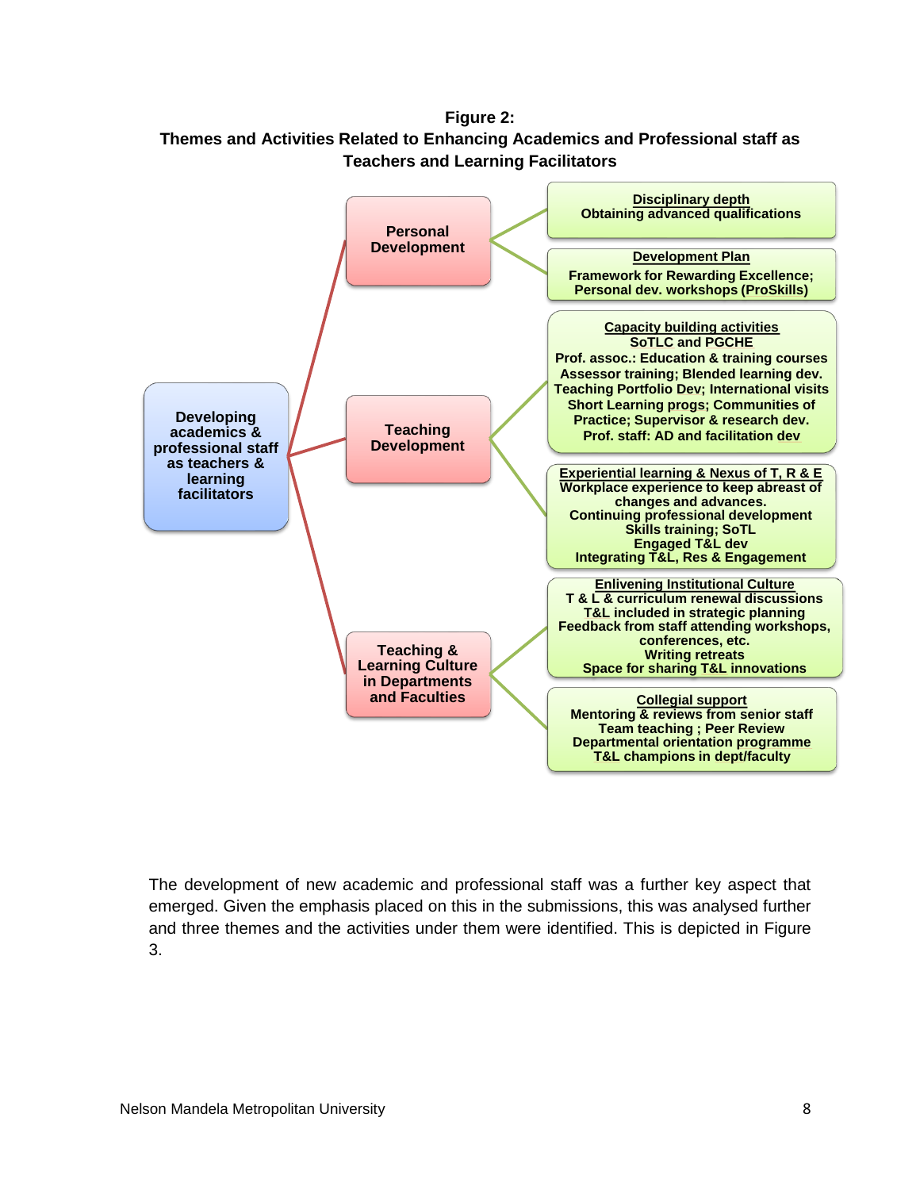**Figure 2:**
**Themes and Activities Related to Enhancing Academics and Professional staff as Teachers and Learning Facilitators**

**Developing academics & professional staff as teachers & learning facilitators**

- **Personal Development**
  - **Disciplinary depth**
    Obtaining advanced qualifications
  - **Development Plan**
    Framework for Rewarding Excellence; Personal dev. workshops (ProSkills)
- **Teaching Development**
  - **Capacity building activities**
    SoTLC and PGCHE
    Prof. assoc.: Education & training courses
    Assessor training; Blended learning dev.
    Teaching Portfolio Dev; International visits
    Short Learning progs; Communities of Practice; Supervisor & research dev.
    Prof. staff: AD and facilitation dev
  - **Experiential learning & Nexus of T, R & E**
    Workplace experience to keep abreast of changes and advances.
    Continuing professional development
    Skills training; SoTL
    Engaged T&L dev
    Integrating T&L, Res & Engagement
- **Teaching & Learning Culture in Departments and Faculties**
  - **Enlivening Institutional Culture**
    T & L & curriculum renewal discussions
    T&L included in strategic planning
    Feedback from staff attending workshops, conferences, etc.
    Writing retreats
    Space for sharing T&L innovations
  - **Collegial support**
    Mentoring & reviews from senior staff
    Team teaching ; Peer Review
    Departmental orientation programme
    T&L champions in dept/faculty

The development of new academic and professional staff was a further key aspect that emerged. Given the emphasis placed on this in the submissions, this was analysed further and three themes and the activities under them were identified. This is depicted in Figure 3.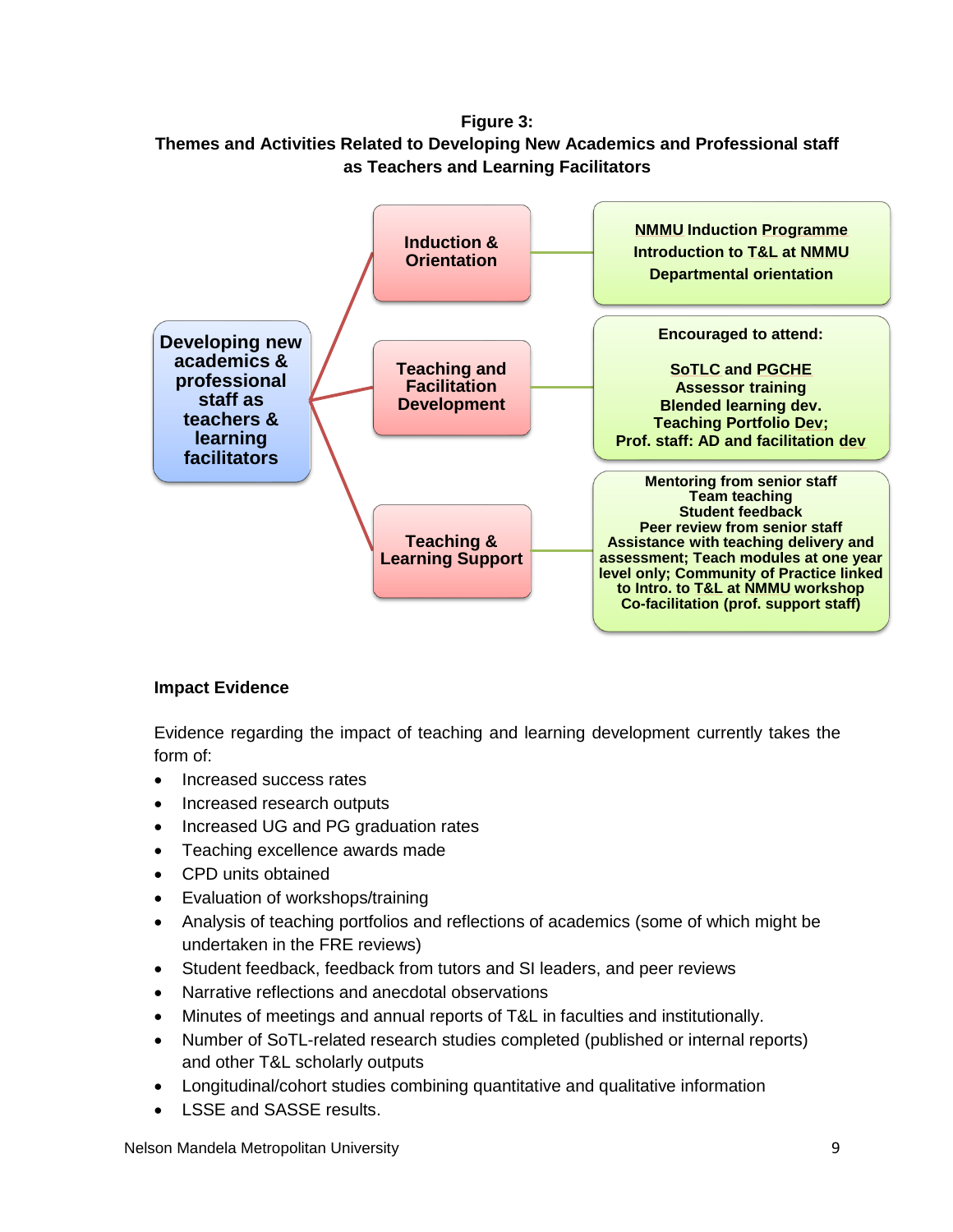**Figure 3:**
**Themes and Activities Related to Developing New Academics and Professional staff as Teachers and Learning Facilitators**

**Developing new academics & professional staff as teachers & learning facilitators**

- **Induction & Orientation**
  - NMMU Induction Programme
  - Introduction to T&L at NMMU
  - Departmental orientation
- **Teaching and Facilitation Development**
  - Encouraged to attend:
  - SoTLC and PGCHE
  - Assessor training
  - Blended learning dev.
  - Teaching Portfolio Dev;
  - Prof. staff: AD and facilitation dev
- **Teaching & Learning Support**
  - Mentoring from senior staff
  - Team teaching
  - Student feedback
  - Peer review from senior staff
  - Assistance with teaching delivery and assessment; Teach modules at one year level only; Community of Practice linked to Intro. to T&L at NMMU workshop
  - Co-facilitation (prof. support staff)

**Impact Evidence**

Evidence regarding the impact of teaching and learning development currently takes the form of:

- Increased success rates
- Increased research outputs
- Increased UG and PG graduation rates
- Teaching excellence awards made
- CPD units obtained
- Evaluation of workshops/training
- Analysis of teaching portfolios and reflections of academics (some of which might be undertaken in the FRE reviews)
- Student feedback, feedback from tutors and SI leaders, and peer reviews
- Narrative reflections and anecdotal observations
- Minutes of meetings and annual reports of T&L in faculties and institutionally.
- Number of SoTL-related research studies completed (published or internal reports) and other T&L scholarly outputs
- Longitudinal/cohort studies combining quantitative and qualitative information
- LSSE and SASSE results.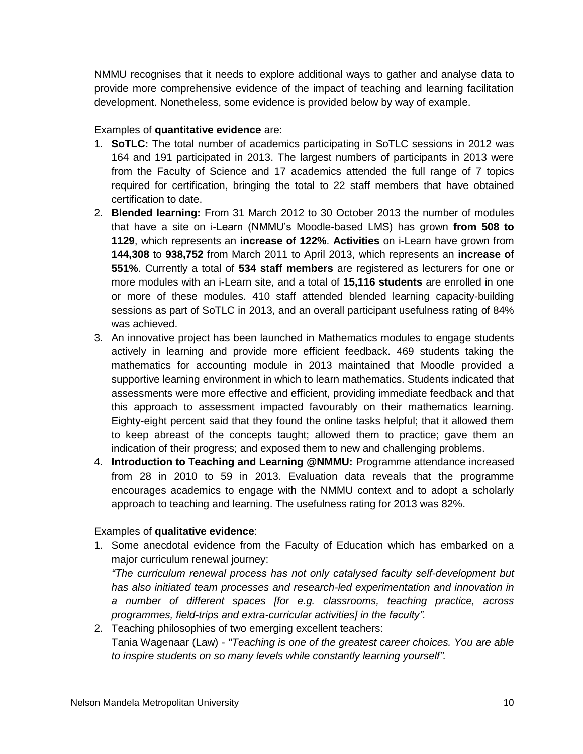NMMU recognises that it needs to explore additional ways to gather and analyse data to provide more comprehensive evidence of the impact of teaching and learning facilitation development. Nonetheless, some evidence is provided below by way of example.

Examples of **quantitative evidence** are:

1. **SoTLC:** The total number of academics participating in SoTLC sessions in 2012 was 164 and 191 participated in 2013. The largest numbers of participants in 2013 were from the Faculty of Science and 17 academics attended the full range of 7 topics required for certification, bringing the total to 22 staff members that have obtained certification to date.
2. **Blended learning:** From 31 March 2012 to 30 October 2013 the number of modules that have a site on i-Learn (NMMU's Moodle-based LMS) has grown **from 508 to 1129**, which represents an **increase of 122%**. **Activities** on i-Learn have grown from **144,308** to **938,752** from March 2011 to April 2013, which represents an **increase of 551%**. Currently a total of **534 staff members** are registered as lecturers for one or more modules with an i-Learn site, and a total of **15,116 students** are enrolled in one or more of these modules. 410 staff attended blended learning capacity-building sessions as part of SoTLC in 2013, and an overall participant usefulness rating of 84% was achieved.
3. An innovative project has been launched in Mathematics modules to engage students actively in learning and provide more efficient feedback. 469 students taking the mathematics for accounting module in 2013 maintained that Moodle provided a supportive learning environment in which to learn mathematics. Students indicated that assessments were more effective and efficient, providing immediate feedback and that this approach to assessment impacted favourably on their mathematics learning. Eighty-eight percent said that they found the online tasks helpful; that it allowed them to keep abreast of the concepts taught; allowed them to practice; gave them an indication of their progress; and exposed them to new and challenging problems.
4. **Introduction to Teaching and Learning @NMMU:** Programme attendance increased from 28 in 2010 to 59 in 2013. Evaluation data reveals that the programme encourages academics to engage with the NMMU context and to adopt a scholarly approach to teaching and learning. The usefulness rating for 2013 was 82%.

Examples of **qualitative evidence**:

1. Some anecdotal evidence from the Faculty of Education which has embarked on a major curriculum renewal journey:
   *"The curriculum renewal process has not only catalysed faculty self-development but has also initiated team processes and research-led experimentation and innovation in a number of different spaces [for e.g. classrooms, teaching practice, across programmes, field-trips and extra-curricular activities] in the faculty".*
2. Teaching philosophies of two emerging excellent teachers:
   Tania Wagenaar (Law) - *"Teaching is one of the greatest career choices. You are able to inspire students on so many levels while constantly learning yourself".*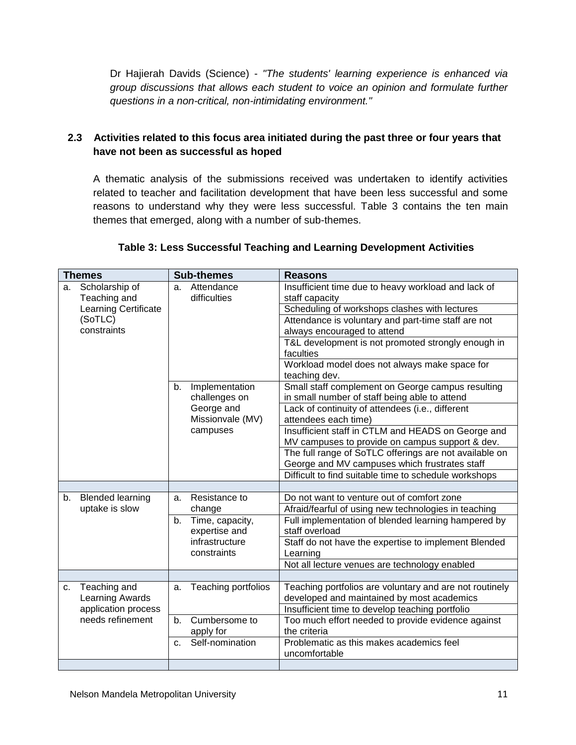Dr Hajierah Davids (Science) - *"The students' learning experience is enhanced via group discussions that allows each student to voice an opinion and formulate further questions in a non-critical, non-intimidating environment."*

## 2.3 Activities related to this focus area initiated during the past three or four years that have not been as successful as hoped

A thematic analysis of the submissions received was undertaken to identify activities related to teacher and facilitation development that have been less successful and some reasons to understand why they were less successful. Table 3 contains the ten main themes that emerged, along with a number of sub-themes.

**Table 3: Less Successful Teaching and Learning Development Activities**

| Themes | Sub-themes | Reasons |
|---|---|---|
| a. Scholarship of Teaching and Learning Certificate (SoTLC) constraints | a. Attendance difficulties | Insufficient time due to heavy workload and lack of staff capacity |
| | | Scheduling of workshops clashes with lectures |
| | | Attendance is voluntary and part-time staff are not always encouraged to attend |
| | | T&L development is not promoted strongly enough in faculties |
| | | Workload model does not always make space for teaching dev. |
| | b. Implementation challenges on George and Missionvale (MV) campuses | Small staff complement on George campus resulting in small number of staff being able to attend |
| | | Lack of continuity of attendees (i.e., different attendees each time) |
| | | Insufficient staff in CTLM and HEADS on George and MV campuses to provide on campus support & dev. |
| | | The full range of SoTLC offerings are not available on George and MV campuses which frustrates staff |
| | | Difficult to find suitable time to schedule workshops |
| | | |
| b. Blended learning uptake is slow | a. Resistance to change | Do not want to venture out of comfort zone |
| | | Afraid/fearful of using new technologies in teaching |
| | b. Time, capacity, expertise and infrastructure constraints | Full implementation of blended learning hampered by staff overload |
| | | Staff do not have the expertise to implement Blended Learning |
| | | Not all lecture venues are technology enabled |
| | | |
| c. Teaching and Learning Awards application process needs refinement | a. Teaching portfolios | Teaching portfolios are voluntary and are not routinely developed and maintained by most academics |
| | | Insufficient time to develop teaching portfolio |
| | b. Cumbersome to apply for | Too much effort needed to provide evidence against the criteria |
| | c. Self-nomination | Problematic as this makes academics feel uncomfortable |
| | | |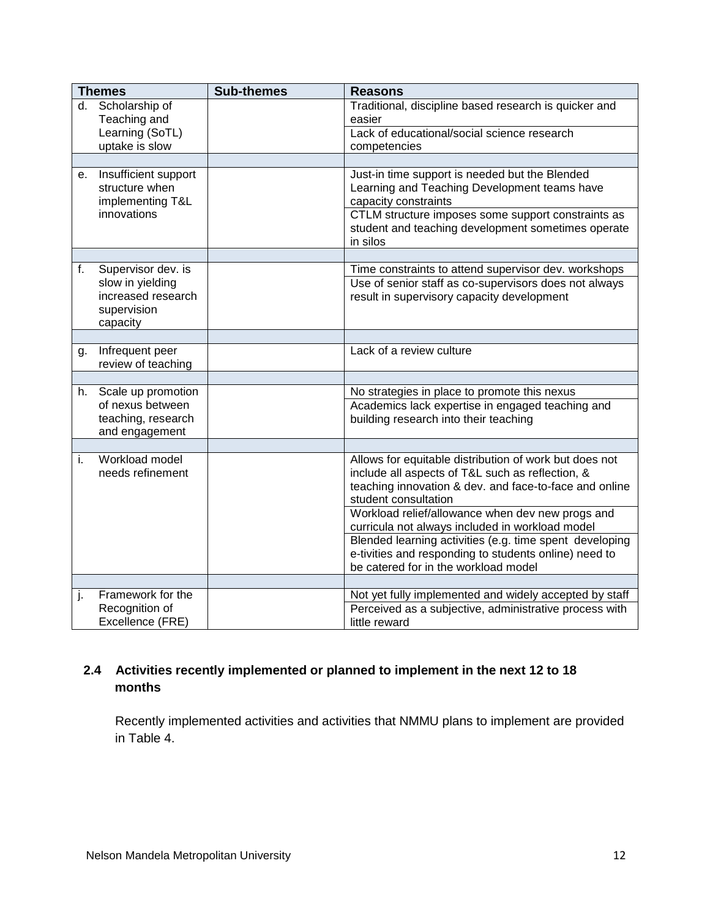| Themes | Sub-themes | Reasons |
|---|---|---|
| d. Scholarship of Teaching and Learning (SoTL) uptake is slow | | Traditional, discipline based research is quicker and easier |
| | | Lack of educational/social science research competencies |
| | | |
| e. Insufficient support structure when implementing T&L innovations | | Just-in time support is needed but the Blended Learning and Teaching Development teams have capacity constraints |
| | | CTLM structure imposes some support constraints as student and teaching development sometimes operate in silos |
| | | |
| f. Supervisor dev. is slow in yielding increased research supervision capacity | | Time constraints to attend supervisor dev. workshops |
| | | Use of senior staff as co-supervisors does not always result in supervisory capacity development |
| | | |
| g. Infrequent peer review of teaching | | Lack of a review culture |
| | | |
| h. Scale up promotion of nexus between teaching, research and engagement | | No strategies in place to promote this nexus |
| | | Academics lack expertise in engaged teaching and building research into their teaching |
| | | |
| i. Workload model needs refinement | | Allows for equitable distribution of work but does not include all aspects of T&L such as reflection, & teaching innovation & dev. and face-to-face and online student consultation |
| | | Workload relief/allowance when dev new progs and curricula not always included in workload model |
| | | Blended learning activities (e.g. time spent developing e-tivities and responding to students online) need to be catered for in the workload model |
| | | |
| j. Framework for the Recognition of Excellence (FRE) | | Not yet fully implemented and widely accepted by staff |
| | | Perceived as a subjective, administrative process with little reward |

### 2.4 Activities recently implemented or planned to implement in the next 12 to 18 months

Recently implemented activities and activities that NMMU plans to implement are provided in Table 4.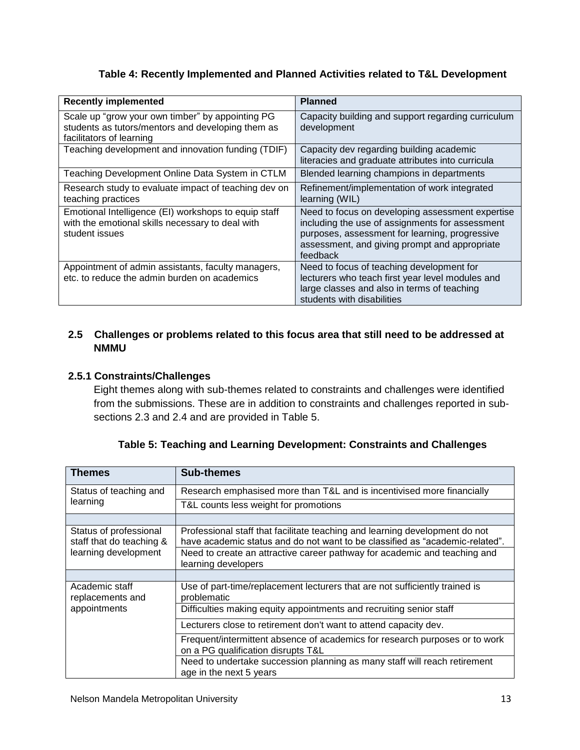**Table 4: Recently Implemented and Planned Activities related to T&L Development**

| Recently implemented | Planned |
|---|---|
| Scale up "grow your own timber" by appointing PG students as tutors/mentors and developing them as facilitators of learning | Capacity building and support regarding curriculum development |
| Teaching development and innovation funding (TDIF) | Capacity dev regarding building academic literacies and graduate attributes into curricula |
| Teaching Development Online Data System in CTLM | Blended learning champions in departments |
| Research study to evaluate impact of teaching dev on teaching practices | Refinement/implementation of work integrated learning (WIL) |
| Emotional Intelligence (EI) workshops to equip staff with the emotional skills necessary to deal with student issues | Need to focus on developing assessment expertise including the use of assignments for assessment purposes, assessment for learning, progressive assessment, and giving prompt and appropriate feedback |
| Appointment of admin assistants, faculty managers, etc. to reduce the admin burden on academics | Need to focus of teaching development for lecturers who teach first year level modules and large classes and also in terms of teaching students with disabilities |

## 2.5 Challenges or problems related to this focus area that still need to be addressed at NMMU

### 2.5.1 Constraints/Challenges

Eight themes along with sub-themes related to constraints and challenges were identified from the submissions. These are in addition to constraints and challenges reported in sub-sections 2.3 and 2.4 and are provided in Table 5.

**Table 5: Teaching and Learning Development: Constraints and Challenges**

| Themes | Sub-themes |
|---|---|
| Status of teaching and learning | Research emphasised more than T&L and is incentivised more financially |
| | T&L counts less weight for promotions |
| | |
| Status of professional staff that do teaching & learning development | Professional staff that facilitate teaching and learning development do not have academic status and do not want to be classified as "academic-related". |
| | Need to create an attractive career pathway for academic and teaching and learning developers |
| | |
| Academic staff replacements and appointments | Use of part-time/replacement lecturers that are not sufficiently trained is problematic |
| | Difficulties making equity appointments and recruiting senior staff |
| | Lecturers close to retirement don't want to attend capacity dev. |
| | Frequent/intermittent absence of academics for research purposes or to work on a PG qualification disrupts T&L |
| | Need to undertake succession planning as many staff will reach retirement age in the next 5 years |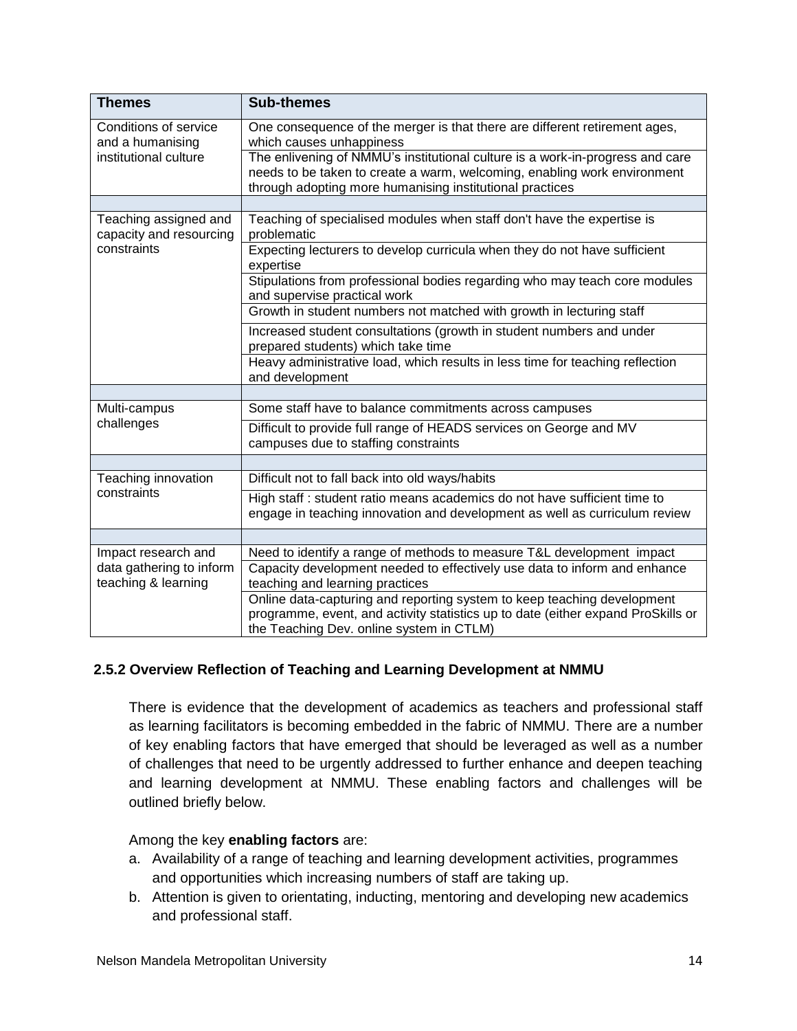| Themes | Sub-themes |
|---|---|
| Conditions of service and a humanising institutional culture | One consequence of the merger is that there are different retirement ages, which causes unhappiness |
| | The enlivening of NMMU's institutional culture is a work-in-progress and care needs to be taken to create a warm, welcoming, enabling work environment through adopting more humanising institutional practices |
| | |
| Teaching assigned and capacity and resourcing constraints | Teaching of specialised modules when staff don't have the expertise is problematic |
| | Expecting lecturers to develop curricula when they do not have sufficient expertise |
| | Stipulations from professional bodies regarding who may teach core modules and supervise practical work |
| | Growth in student numbers not matched with growth in lecturing staff |
| | Increased student consultations (growth in student numbers and under prepared students) which take time |
| | Heavy administrative load, which results in less time for teaching reflection and development |
| | |
| Multi-campus challenges | Some staff have to balance commitments across campuses |
| | Difficult to provide full range of HEADS services on George and MV campuses due to staffing constraints |
| | |
| Teaching innovation constraints | Difficult not to fall back into old ways/habits |
| | High staff : student ratio means academics do not have sufficient time to engage in teaching innovation and development as well as curriculum review |
| | |
| Impact research and data gathering to inform teaching & learning | Need to identify a range of methods to measure T&L development impact |
| | Capacity development needed to effectively use data to inform and enhance teaching and learning practices |
| | Online data-capturing and reporting system to keep teaching development programme, event, and activity statistics up to date (either expand ProSkills or the Teaching Dev. online system in CTLM) |

### 2.5.2 Overview Reflection of Teaching and Learning Development at NMMU

There is evidence that the development of academics as teachers and professional staff as learning facilitators is becoming embedded in the fabric of NMMU. There are a number of key enabling factors that have emerged that should be leveraged as well as a number of challenges that need to be urgently addressed to further enhance and deepen teaching and learning development at NMMU. These enabling factors and challenges will be outlined briefly below.

Among the key **enabling factors** are:

a. Availability of a range of teaching and learning development activities, programmes and opportunities which increasing numbers of staff are taking up.
b. Attention is given to orientating, inducting, mentoring and developing new academics and professional staff.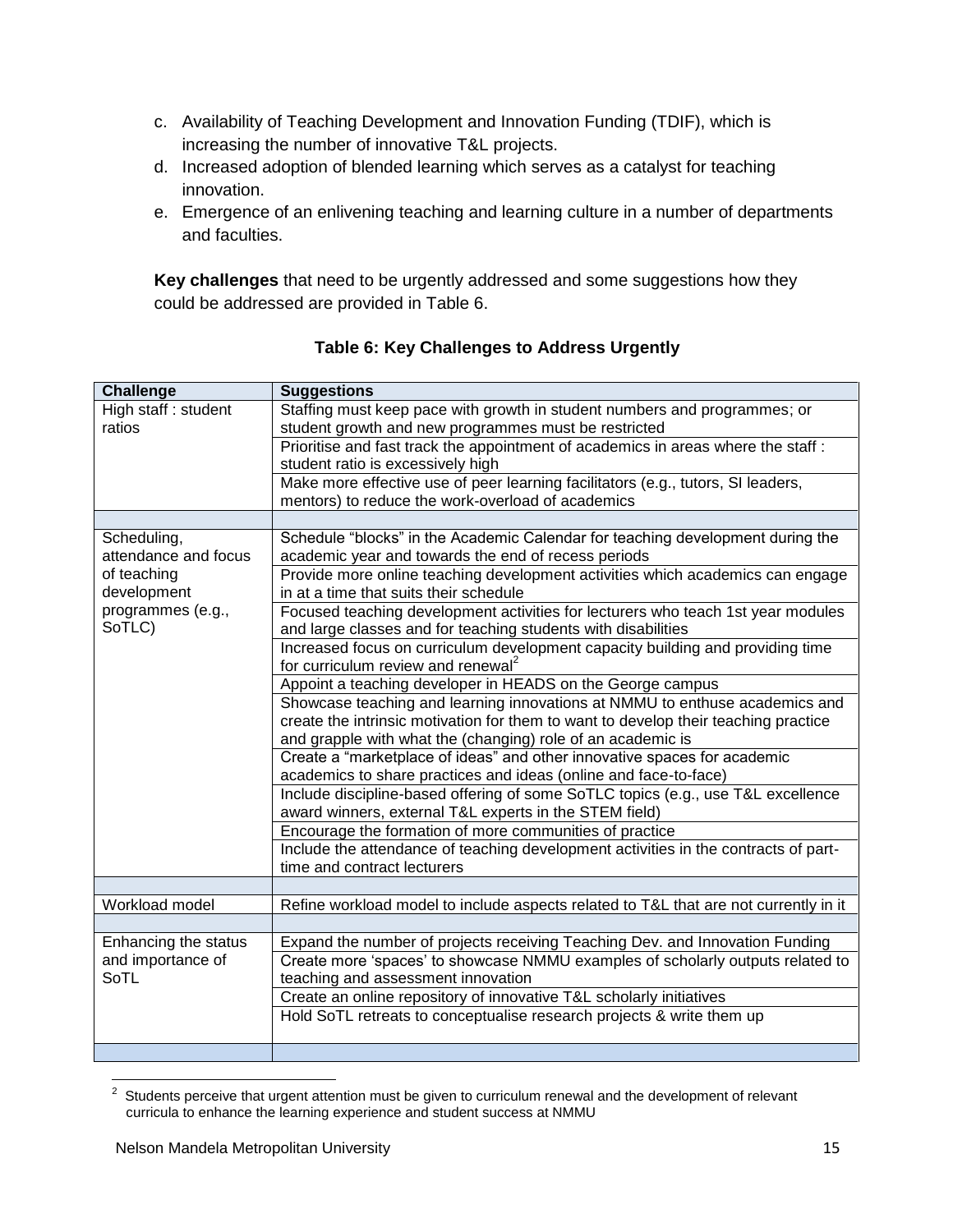c. Availability of Teaching Development and Innovation Funding (TDIF), which is increasing the number of innovative T&L projects.
d. Increased adoption of blended learning which serves as a catalyst for teaching innovation.
e. Emergence of an enlivening teaching and learning culture in a number of departments and faculties.

**Key challenges** that need to be urgently addressed and some suggestions how they could be addressed are provided in Table 6.

**Table 6: Key Challenges to Address Urgently**

| Challenge | Suggestions |
|---|---|
| High staff : student ratios | Staffing must keep pace with growth in student numbers and programmes; or student growth and new programmes must be restricted |
| | Prioritise and fast track the appointment of academics in areas where the staff : student ratio is excessively high |
| | Make more effective use of peer learning facilitators (e.g., tutors, SI leaders, mentors) to reduce the work-overload of academics |
| | |
| Scheduling, attendance and focus of teaching development programmes (e.g., SoTLC) | Schedule "blocks" in the Academic Calendar for teaching development during the academic year and towards the end of recess periods |
| | Provide more online teaching development activities which academics can engage in at a time that suits their schedule |
| | Focused teaching development activities for lecturers who teach 1st year modules and large classes and for teaching students with disabilities |
| | Increased focus on curriculum development capacity building and providing time for curriculum review and renewal[2] |
| | Appoint a teaching developer in HEADS on the George campus |
| | Showcase teaching and learning innovations at NMMU to enthuse academics and create the intrinsic motivation for them to want to develop their teaching practice and grapple with what the (changing) role of an academic is |
| | Create a "marketplace of ideas" and other innovative spaces for academic academics to share practices and ideas (online and face-to-face) |
| | Include discipline-based offering of some SoTLC topics (e.g., use T&L excellence award winners, external T&L experts in the STEM field) |
| | Encourage the formation of more communities of practice |
| | Include the attendance of teaching development activities in the contracts of part-time and contract lecturers |
| | |
| Workload model | Refine workload model to include aspects related to T&L that are not currently in it |
| | |
| Enhancing the status and importance of SoTL | Expand the number of projects receiving Teaching Dev. and Innovation Funding |
| | Create more 'spaces' to showcase NMMU examples of scholarly outputs related to teaching and assessment innovation |
| | Create an online repository of innovative T&L scholarly initiatives |
| | Hold SoTL retreats to conceptualise research projects & write them up |
| | |

[2] Students perceive that urgent attention must be given to curriculum renewal and the development of relevant curricula to enhance the learning experience and student success at NMMU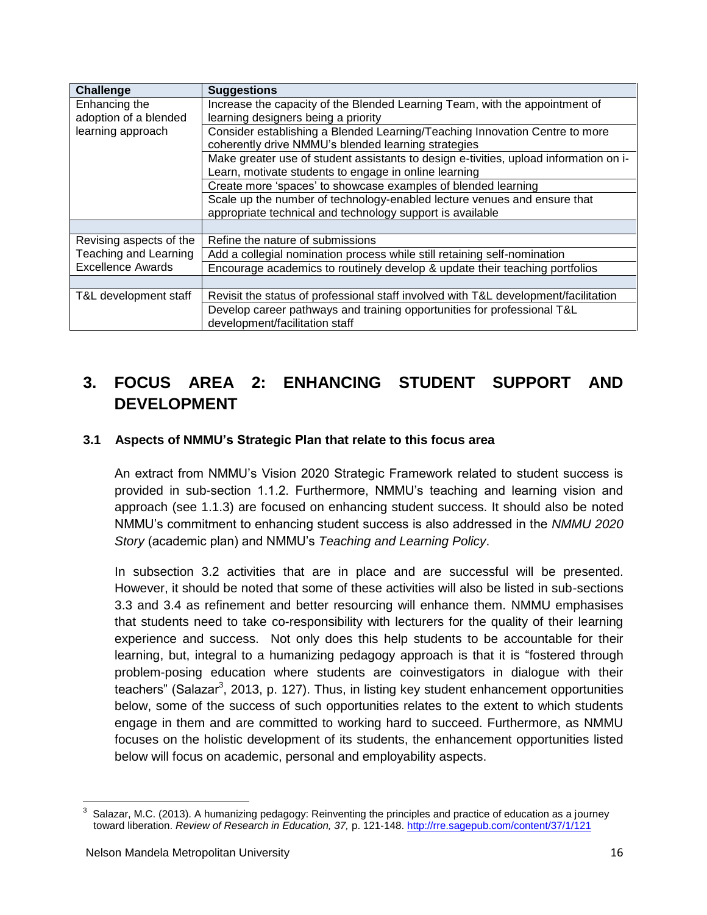| Challenge | Suggestions |
|---|---|
| Enhancing the adoption of a blended learning approach | Increase the capacity of the Blended Learning Team, with the appointment of learning designers being a priority |
| | Consider establishing a Blended Learning/Teaching Innovation Centre to more coherently drive NMMU's blended learning strategies |
| | Make greater use of student assistants to design e-tivities, upload information on i-Learn, motivate students to engage in online learning |
| | Create more 'spaces' to showcase examples of blended learning |
| | Scale up the number of technology-enabled lecture venues and ensure that appropriate technical and technology support is available |
| | |
| Revising aspects of the Teaching and Learning Excellence Awards | Refine the nature of submissions |
| | Add a collegial nomination process while still retaining self-nomination |
| | Encourage academics to routinely develop & update their teaching portfolios |
| | |
| T&L development staff | Revisit the status of professional staff involved with T&L development/facilitation |
| | Develop career pathways and training opportunities for professional T&L development/facilitation staff |

# 3. FOCUS AREA 2: ENHANCING STUDENT SUPPORT AND DEVELOPMENT

## 3.1 Aspects of NMMU's Strategic Plan that relate to this focus area

An extract from NMMU's Vision 2020 Strategic Framework related to student success is provided in sub-section 1.1.2. Furthermore, NMMU's teaching and learning vision and approach (see 1.1.3) are focused on enhancing student success. It should also be noted NMMU's commitment to enhancing student success is also addressed in the *NMMU 2020 Story* (academic plan) and NMMU's *Teaching and Learning Policy*.

In subsection 3.2 activities that are in place and are successful will be presented. However, it should be noted that some of these activities will also be listed in sub-sections 3.3 and 3.4 as refinement and better resourcing will enhance them. NMMU emphasises that students need to take co-responsibility with lecturers for the quality of their learning experience and success. Not only does this help students to be accountable for their learning, but, integral to a humanizing pedagogy approach is that it is "fostered through problem-posing education where students are coinvestigators in dialogue with their teachers" (Salazar[3], 2013, p. 127). Thus, in listing key student enhancement opportunities below, some of the success of such opportunities relates to the extent to which students engage in them and are committed to working hard to succeed. Furthermore, as NMMU focuses on the holistic development of its students, the enhancement opportunities listed below will focus on academic, personal and employability aspects.

---

[3] Salazar, M.C. (2013). A humanizing pedagogy: Reinventing the principles and practice of education as a journey toward liberation. *Review of Research in Education, 37,* p. 121-148. http://rre.sagepub.com/content/37/1/121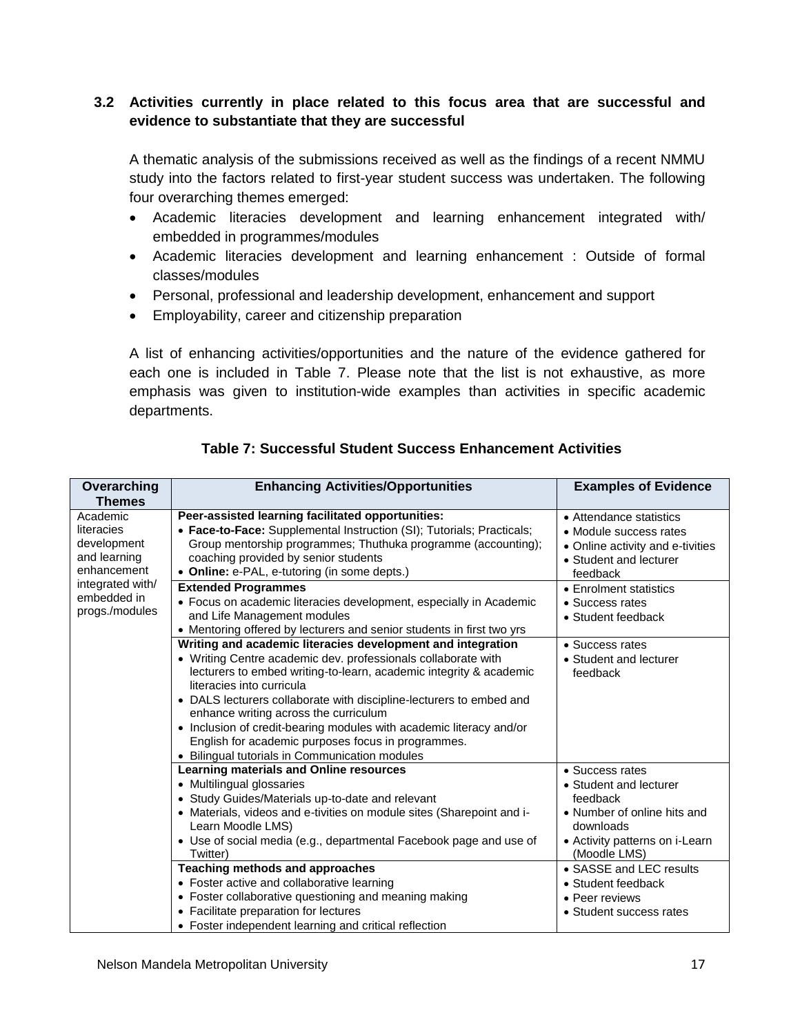### 3.2 Activities currently in place related to this focus area that are successful and evidence to substantiate that they are successful

A thematic analysis of the submissions received as well as the findings of a recent NMMU study into the factors related to first-year student success was undertaken. The following four overarching themes emerged:

- Academic literacies development and learning enhancement integrated with/ embedded in programmes/modules
- Academic literacies development and learning enhancement : Outside of formal classes/modules
- Personal, professional and leadership development, enhancement and support
- Employability, career and citizenship preparation

A list of enhancing activities/opportunities and the nature of the evidence gathered for each one is included in Table 7. Please note that the list is not exhaustive, as more emphasis was given to institution-wide examples than activities in specific academic departments.

**Table 7: Successful Student Success Enhancement Activities**

| Overarching Themes | Enhancing Activities/Opportunities | Examples of Evidence |
|---|---|---|
| Academic literacies development and learning enhancement integrated with/ embedded in progs./modules | **Peer-assisted learning facilitated opportunities:**<br>• **Face-to-Face:** Supplemental Instruction (SI); Tutorials; Practicals; Group mentorship programmes; Thuthuka programme (accounting); coaching provided by senior students<br>• **Online:** e-PAL, e-tutoring (in some depts.) | • Attendance statistics<br>• Module success rates<br>• Online activity and e-tivities<br>• Student and lecturer feedback |
| | **Extended Programmes**<br>• Focus on academic literacies development, especially in Academic and Life Management modules<br>• Mentoring offered by lecturers and senior students in first two yrs | • Enrolment statistics<br>• Success rates<br>• Student feedback |
| | **Writing and academic literacies development and integration**<br>• Writing Centre academic dev. professionals collaborate with lecturers to embed writing-to-learn, academic integrity & academic literacies into curricula<br>• DALS lecturers collaborate with discipline-lecturers to embed and enhance writing across the curriculum<br>• Inclusion of credit-bearing modules with academic literacy and/or English for academic purposes focus in programmes.<br>• Bilingual tutorials in Communication modules | • Success rates<br>• Student and lecturer feedback |
| | **Learning materials and Online resources**<br>• Multilingual glossaries<br>• Study Guides/Materials up-to-date and relevant<br>• Materials, videos and e-tivities on module sites (Sharepoint and i-Learn Moodle LMS)<br>• Use of social media (e.g., departmental Facebook page and use of Twitter) | • Success rates<br>• Student and lecturer feedback<br>• Number of online hits and downloads<br>• Activity patterns on i-Learn (Moodle LMS) |
| | **Teaching methods and approaches**<br>• Foster active and collaborative learning<br>• Foster collaborative questioning and meaning making<br>• Facilitate preparation for lectures<br>• Foster independent learning and critical reflection | • SASSE and LEC results<br>• Student feedback<br>• Peer reviews<br>• Student success rates |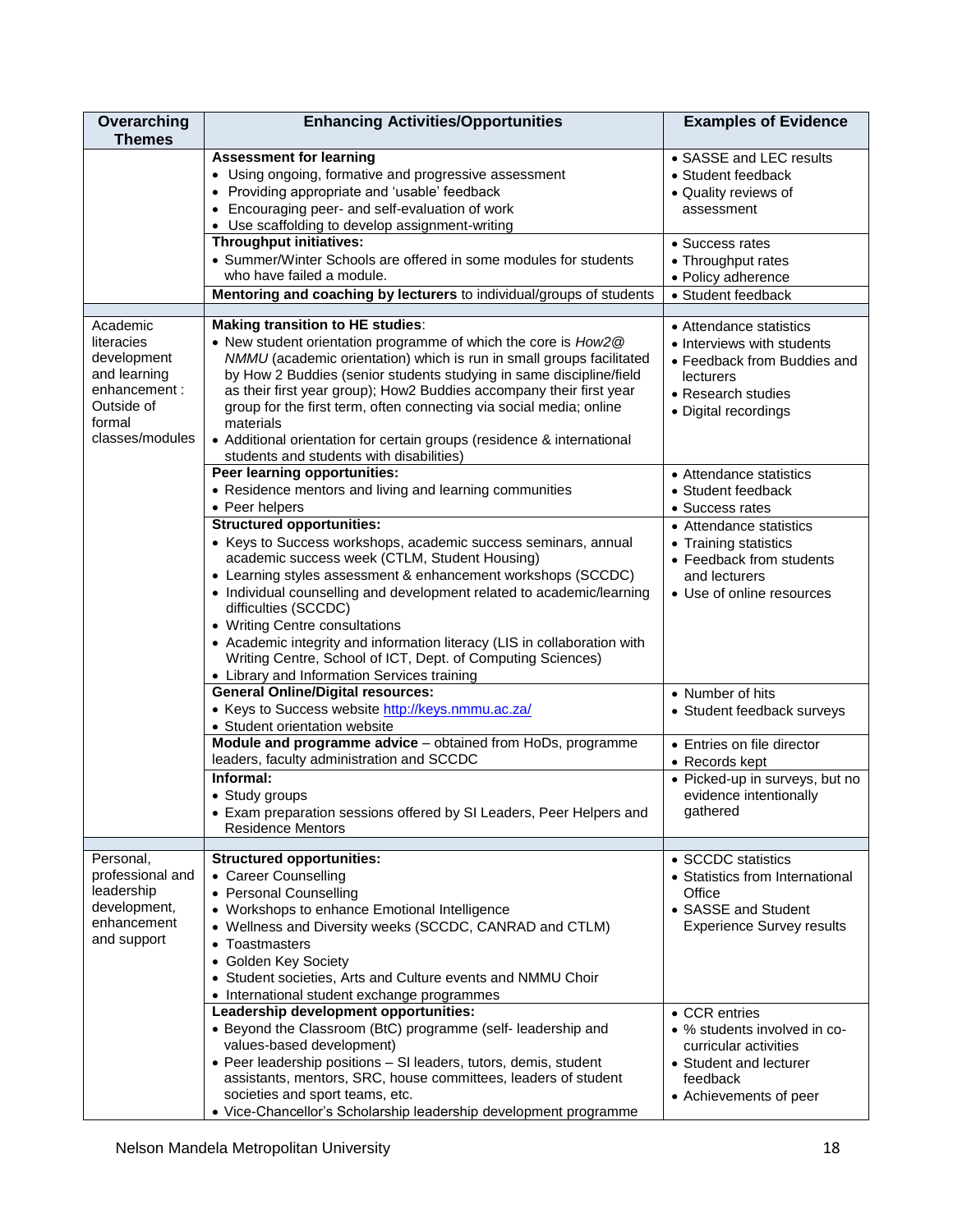| Overarching Themes | Enhancing Activities/Opportunities | Examples of Evidence |
|---|---|---|
| | **Assessment for learning**<br>• Using ongoing, formative and progressive assessment<br>• Providing appropriate and 'usable' feedback<br>• Encouraging peer- and self-evaluation of work<br>• Use scaffolding to develop assignment-writing | • SASSE and LEC results<br>• Student feedback<br>• Quality reviews of assessment |
| | **Throughput initiatives:**<br>• Summer/Winter Schools are offered in some modules for students who have failed a module. | • Success rates<br>• Throughput rates<br>• Policy adherence |
| | **Mentoring and coaching by lecturers** to individual/groups of students | • Student feedback |
| | | |
| Academic literacies development and learning enhancement : Outside of formal classes/modules | **Making transition to HE studies**:<br>• New student orientation programme of which the core is *How2@ NMMU* (academic orientation) which is run in small groups facilitated by How 2 Buddies (senior students studying in same discipline/field as their first year group); How2 Buddies accompany their first year group for the first term, often connecting via social media; online materials<br>• Additional orientation for certain groups (residence & international students and students with disabilities) | • Attendance statistics<br>• Interviews with students<br>• Feedback from Buddies and lecturers<br>• Research studies<br>• Digital recordings |
| | **Peer learning opportunities:**<br>• Residence mentors and living and learning communities<br>• Peer helpers | • Attendance statistics<br>• Student feedback<br>• Success rates |
| | **Structured opportunities:**<br>• Keys to Success workshops, academic success seminars, annual academic success week (CTLM, Student Housing)<br>• Learning styles assessment & enhancement workshops (SCCDC)<br>• Individual counselling and development related to academic/learning difficulties (SCCDC)<br>• Writing Centre consultations<br>• Academic integrity and information literacy (LIS in collaboration with Writing Centre, School of ICT, Dept. of Computing Sciences)<br>• Library and Information Services training | • Attendance statistics<br>• Training statistics<br>• Feedback from students and lecturers<br>• Use of online resources |
| | **General Online/Digital resources:**<br>• Keys to Success website http://keys.nmmu.ac.za/<br>• Student orientation website | • Number of hits<br>• Student feedback surveys |
| | **Module and programme advice** – obtained from HoDs, programme leaders, faculty administration and SCCDC | • Entries on file director<br>• Records kept |
| | **Informal:**<br>• Study groups<br>• Exam preparation sessions offered by SI Leaders, Peer Helpers and Residence Mentors | • Picked-up in surveys, but no evidence intentionally gathered |
| | | |
| Personal, professional and leadership development, enhancement and support | **Structured opportunities:**<br>• Career Counselling<br>• Personal Counselling<br>• Workshops to enhance Emotional Intelligence<br>• Wellness and Diversity weeks (SCCDC, CANRAD and CTLM)<br>• Toastmasters<br>• Golden Key Society<br>• Student societies, Arts and Culture events and NMMU Choir<br>• International student exchange programmes | • SCCDC statistics<br>• Statistics from International Office<br>• SASSE and Student Experience Survey results |
| | **Leadership development opportunities:**<br>• Beyond the Classroom (BtC) programme (self- leadership and values-based development)<br>• Peer leadership positions – SI leaders, tutors, demis, student assistants, mentors, SRC, house committees, leaders of student societies and sport teams, etc.<br>• Vice-Chancellor's Scholarship leadership development programme | • CCR entries<br>• % students involved in co-curricular activities<br>• Student and lecturer feedback<br>• Achievements of peer |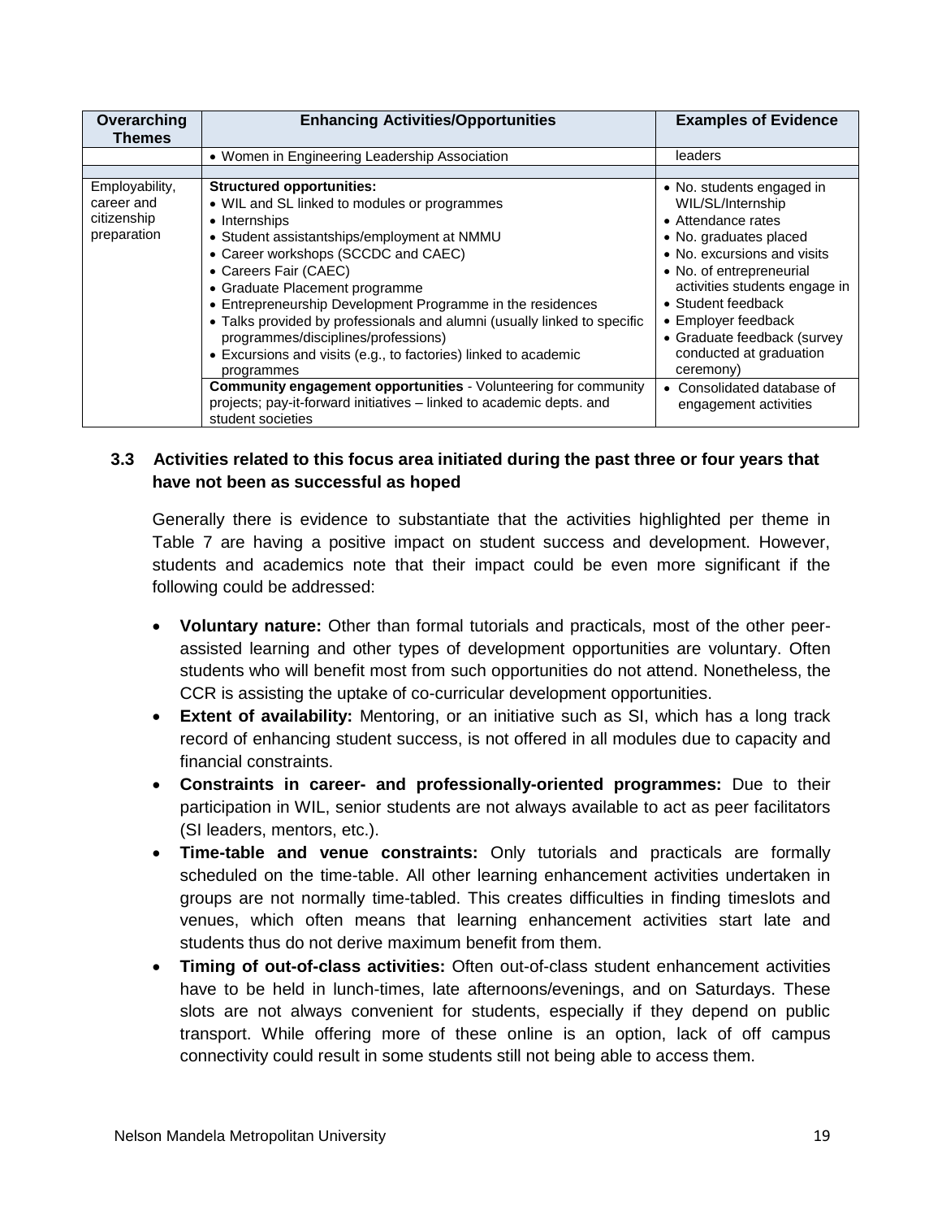| Overarching Themes | Enhancing Activities/Opportunities | Examples of Evidence |
|---|---|---|
| | • Women in Engineering Leadership Association | leaders |
| | | |
| Employability, career and citizenship preparation | **Structured opportunities:**<br>• WIL and SL linked to modules or programmes<br>• Internships<br>• Student assistantships/employment at NMMU<br>• Career workshops (SCCDC and CAEC)<br>• Careers Fair (CAEC)<br>• Graduate Placement programme<br>• Entrepreneurship Development Programme in the residences<br>• Talks provided by professionals and alumni (usually linked to specific programmes/disciplines/professions)<br>• Excursions and visits (e.g., to factories) linked to academic programmes | • No. students engaged in WIL/SL/Internship<br>• Attendance rates<br>• No. graduates placed<br>• No. excursions and visits<br>• No. of entrepreneurial activities students engage in<br>• Student feedback<br>• Employer feedback<br>• Graduate feedback (survey conducted at graduation ceremony) |
| | **Community engagement opportunities** - Volunteering for community projects; pay-it-forward initiatives – linked to academic depts. and student societies | • Consolidated database of engagement activities |

### 3.3 Activities related to this focus area initiated during the past three or four years that have not been as successful as hoped

Generally there is evidence to substantiate that the activities highlighted per theme in Table 7 are having a positive impact on student success and development. However, students and academics note that their impact could be even more significant if the following could be addressed:

- **Voluntary nature:** Other than formal tutorials and practicals, most of the other peer-assisted learning and other types of development opportunities are voluntary. Often students who will benefit most from such opportunities do not attend. Nonetheless, the CCR is assisting the uptake of co-curricular development opportunities.
- **Extent of availability:** Mentoring, or an initiative such as SI, which has a long track record of enhancing student success, is not offered in all modules due to capacity and financial constraints.
- **Constraints in career- and professionally-oriented programmes:** Due to their participation in WIL, senior students are not always available to act as peer facilitators (SI leaders, mentors, etc.).
- **Time-table and venue constraints:** Only tutorials and practicals are formally scheduled on the time-table. All other learning enhancement activities undertaken in groups are not normally time-tabled. This creates difficulties in finding timeslots and venues, which often means that learning enhancement activities start late and students thus do not derive maximum benefit from them.
- **Timing of out-of-class activities:** Often out-of-class student enhancement activities have to be held in lunch-times, late afternoons/evenings, and on Saturdays. These slots are not always convenient for students, especially if they depend on public transport. While offering more of these online is an option, lack of off campus connectivity could result in some students still not being able to access them.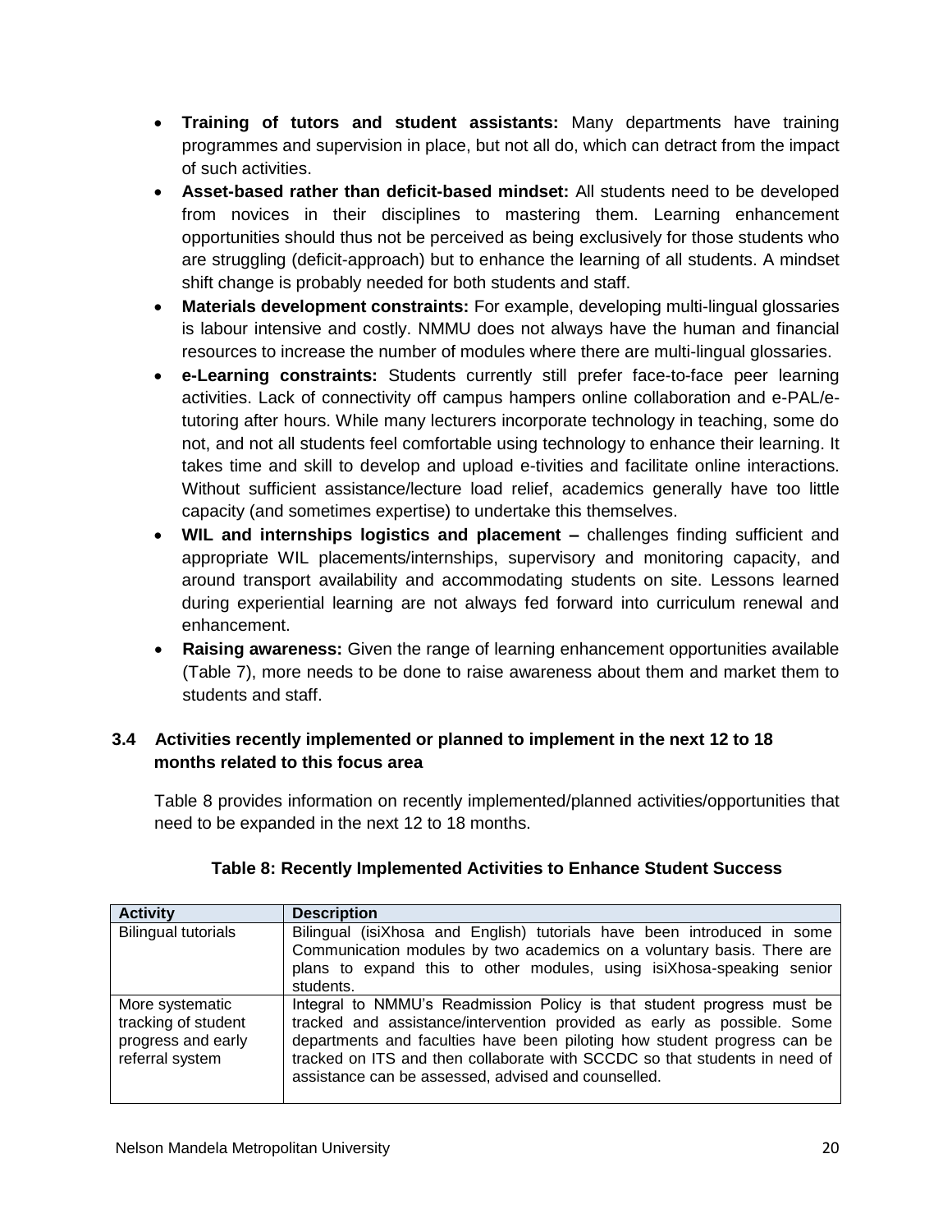- **Training of tutors and student assistants:** Many departments have training programmes and supervision in place, but not all do, which can detract from the impact of such activities.
- **Asset-based rather than deficit-based mindset:** All students need to be developed from novices in their disciplines to mastering them. Learning enhancement opportunities should thus not be perceived as being exclusively for those students who are struggling (deficit-approach) but to enhance the learning of all students. A mindset shift change is probably needed for both students and staff.
- **Materials development constraints:** For example, developing multi-lingual glossaries is labour intensive and costly. NMMU does not always have the human and financial resources to increase the number of modules where there are multi-lingual glossaries.
- **e-Learning constraints:** Students currently still prefer face-to-face peer learning activities. Lack of connectivity off campus hampers online collaboration and e-PAL/e-tutoring after hours. While many lecturers incorporate technology in teaching, some do not, and not all students feel comfortable using technology to enhance their learning. It takes time and skill to develop and upload e-tivities and facilitate online interactions. Without sufficient assistance/lecture load relief, academics generally have too little capacity (and sometimes expertise) to undertake this themselves.
- **WIL and internships logistics and placement –** challenges finding sufficient and appropriate WIL placements/internships, supervisory and monitoring capacity, and around transport availability and accommodating students on site. Lessons learned during experiential learning are not always fed forward into curriculum renewal and enhancement.
- **Raising awareness:** Given the range of learning enhancement opportunities available (Table 7), more needs to be done to raise awareness about them and market them to students and staff.

### 3.4 Activities recently implemented or planned to implement in the next 12 to 18 months related to this focus area

Table 8 provides information on recently implemented/planned activities/opportunities that need to be expanded in the next 12 to 18 months.

**Table 8: Recently Implemented Activities to Enhance Student Success**

| Activity | Description |
|---|---|
| Bilingual tutorials | Bilingual (isiXhosa and English) tutorials have been introduced in some Communication modules by two academics on a voluntary basis. There are plans to expand this to other modules, using isiXhosa-speaking senior students. |
| More systematic tracking of student progress and early referral system | Integral to NMMU's Readmission Policy is that student progress must be tracked and assistance/intervention provided as early as possible. Some departments and faculties have been piloting how student progress can be tracked on ITS and then collaborate with SCCDC so that students in need of assistance can be assessed, advised and counselled. |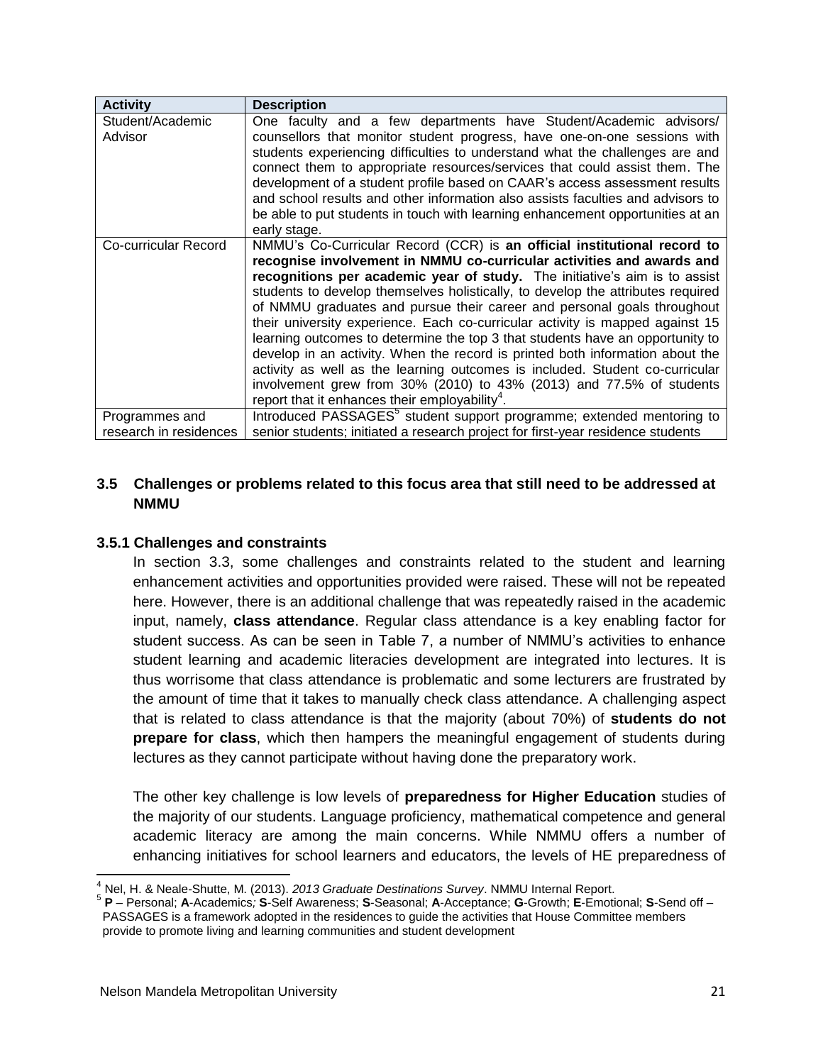| Activity | Description |
| --- | --- |
| Student/Academic Advisor | One faculty and a few departments have Student/Academic advisors/ counsellors that monitor student progress, have one-on-one sessions with students experiencing difficulties to understand what the challenges are and connect them to appropriate resources/services that could assist them. The development of a student profile based on CAAR's access assessment results and school results and other information also assists faculties and advisors to be able to put students in touch with learning enhancement opportunities at an early stage. |
| Co-curricular Record | NMMU's Co-Curricular Record (CCR) is **an official institutional record to recognise involvement in NMMU co-curricular activities and awards and recognitions per academic year of study.** The initiative's aim is to assist students to develop themselves holistically, to develop the attributes required of NMMU graduates and pursue their career and personal goals throughout their university experience. Each co-curricular activity is mapped against 15 learning outcomes to determine the top 3 that students have an opportunity to develop in an activity. When the record is printed both information about the activity as well as the learning outcomes is included. Student co-curricular involvement grew from 30% (2010) to 43% (2013) and 77.5% of students report that it enhances their employability[4]. |
| Programmes and research in residences | Introduced PASSAGES[5] student support programme; extended mentoring to senior students; initiated a research project for first-year residence students |

### 3.5 Challenges or problems related to this focus area that still need to be addressed at NMMU

#### 3.5.1 Challenges and constraints

In section 3.3, some challenges and constraints related to the student and learning enhancement activities and opportunities provided were raised. These will not be repeated here. However, there is an additional challenge that was repeatedly raised in the academic input, namely, **class attendance**. Regular class attendance is a key enabling factor for student success. As can be seen in Table 7, a number of NMMU's activities to enhance student learning and academic literacies development are integrated into lectures. It is thus worrisome that class attendance is problematic and some lecturers are frustrated by the amount of time that it takes to manually check class attendance. A challenging aspect that is related to class attendance is that the majority (about 70%) of **students do not prepare for class**, which then hampers the meaningful engagement of students during lectures as they cannot participate without having done the preparatory work.

The other key challenge is low levels of **preparedness for Higher Education** studies of the majority of our students. Language proficiency, mathematical competence and general academic literacy are among the main concerns. While NMMU offers a number of enhancing initiatives for school learners and educators, the levels of HE preparedness of

---

[4] Nel, H. & Neale-Shutte, M. (2013). *2013 Graduate Destinations Survey*. NMMU Internal Report.

[5] **P** – Personal; **A**-Academics*;* **S**-Self Awareness; **S**-Seasonal; **A**-Acceptance; **G**-Growth; **E**-Emotional; **S**-Send off – PASSAGES is a framework adopted in the residences to guide the activities that House Committee members provide to promote living and learning communities and student development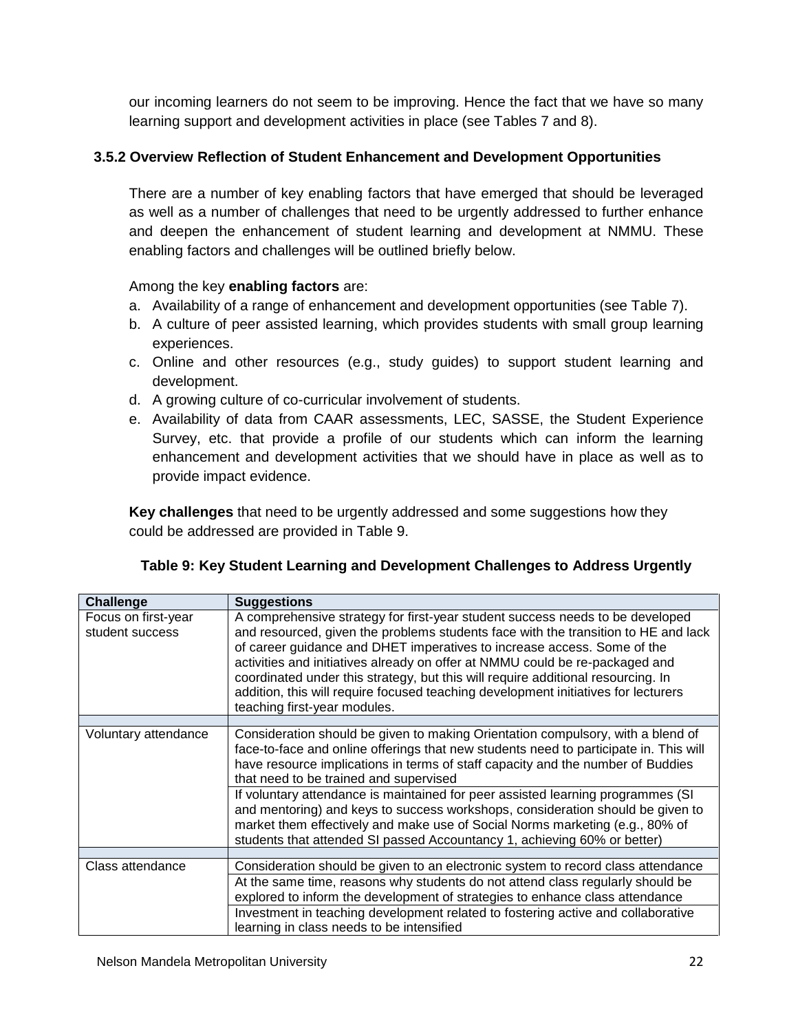our incoming learners do not seem to be improving. Hence the fact that we have so many learning support and development activities in place (see Tables 7 and 8).

### 3.5.2 Overview Reflection of Student Enhancement and Development Opportunities

There are a number of key enabling factors that have emerged that should be leveraged as well as a number of challenges that need to be urgently addressed to further enhance and deepen the enhancement of student learning and development at NMMU. These enabling factors and challenges will be outlined briefly below.

Among the key **enabling factors** are:

a. Availability of a range of enhancement and development opportunities (see Table 7).
b. A culture of peer assisted learning, which provides students with small group learning experiences.
c. Online and other resources (e.g., study guides) to support student learning and development.
d. A growing culture of co-curricular involvement of students.
e. Availability of data from CAAR assessments, LEC, SASSE, the Student Experience Survey, etc. that provide a profile of our students which can inform the learning enhancement and development activities that we should have in place as well as to provide impact evidence.

**Key challenges** that need to be urgently addressed and some suggestions how they could be addressed are provided in Table 9.

**Table 9: Key Student Learning and Development Challenges to Address Urgently**

| Challenge | Suggestions |
|---|---|
| Focus on first-year student success | A comprehensive strategy for first-year student success needs to be developed and resourced, given the problems students face with the transition to HE and lack of career guidance and DHET imperatives to increase access. Some of the activities and initiatives already on offer at NMMU could be re-packaged and coordinated under this strategy, but this will require additional resourcing. In addition, this will require focused teaching development initiatives for lecturers teaching first-year modules. |
| | |
| Voluntary attendance | Consideration should be given to making Orientation compulsory, with a blend of face-to-face and online offerings that new students need to participate in. This will have resource implications in terms of staff capacity and the number of Buddies that need to be trained and supervised |
| | If voluntary attendance is maintained for peer assisted learning programmes (SI and mentoring) and keys to success workshops, consideration should be given to market them effectively and make use of Social Norms marketing (e.g., 80% of students that attended SI passed Accountancy 1, achieving 60% or better) |
| | |
| Class attendance | Consideration should be given to an electronic system to record class attendance |
| | At the same time, reasons why students do not attend class regularly should be explored to inform the development of strategies to enhance class attendance |
| | Investment in teaching development related to fostering active and collaborative learning in class needs to be intensified |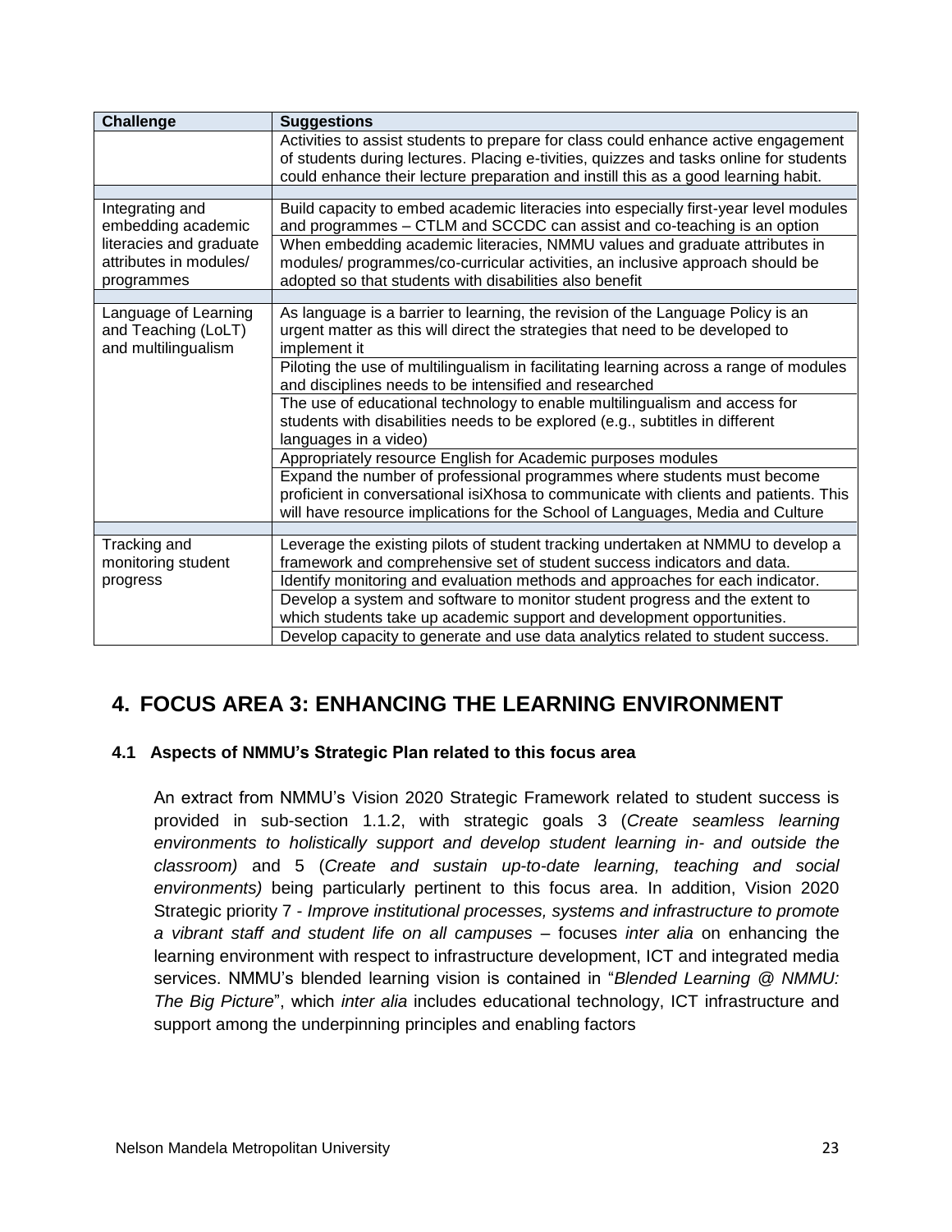| Challenge | Suggestions |
|---|---|
| | Activities to assist students to prepare for class could enhance active engagement of students during lectures. Placing e-tivities, quizzes and tasks online for students could enhance their lecture preparation and instill this as a good learning habit. |
| | |
| Integrating and embedding academic literacies and graduate attributes in modules/ programmes | Build capacity to embed academic literacies into especially first-year level modules and programmes – CTLM and SCCDC can assist and co-teaching is an option |
| | When embedding academic literacies, NMMU values and graduate attributes in modules/ programmes/co-curricular activities, an inclusive approach should be adopted so that students with disabilities also benefit |
| | |
| Language of Learning and Teaching (LoLT) and multilingualism | As language is a barrier to learning, the revision of the Language Policy is an urgent matter as this will direct the strategies that need to be developed to implement it |
| | Piloting the use of multilingualism in facilitating learning across a range of modules and disciplines needs to be intensified and researched |
| | The use of educational technology to enable multilingualism and access for students with disabilities needs to be explored (e.g., subtitles in different languages in a video) |
| | Appropriately resource English for Academic purposes modules |
| | Expand the number of professional programmes where students must become proficient in conversational isiXhosa to communicate with clients and patients. This will have resource implications for the School of Languages, Media and Culture |
| | |
| Tracking and monitoring student progress | Leverage the existing pilots of student tracking undertaken at NMMU to develop a framework and comprehensive set of student success indicators and data. |
| | Identify monitoring and evaluation methods and approaches for each indicator. |
| | Develop a system and software to monitor student progress and the extent to which students take up academic support and development opportunities. |
| | Develop capacity to generate and use data analytics related to student success. |

# 4. FOCUS AREA 3: ENHANCING THE LEARNING ENVIRONMENT

### 4.1 Aspects of NMMU's Strategic Plan related to this focus area

An extract from NMMU's Vision 2020 Strategic Framework related to student success is provided in sub-section 1.1.2, with strategic goals 3 (*Create seamless learning environments to holistically support and develop student learning in- and outside the classroom)* and 5 (*Create and sustain up-to-date learning, teaching and social environments)* being particularly pertinent to this focus area. In addition, Vision 2020 Strategic priority 7 - *Improve institutional processes, systems and infrastructure to promote a vibrant staff and student life on all campuses* – focuses *inter alia* on enhancing the learning environment with respect to infrastructure development, ICT and integrated media services. NMMU's blended learning vision is contained in "*Blended Learning @ NMMU: The Big Picture*", which *inter alia* includes educational technology, ICT infrastructure and support among the underpinning principles and enabling factors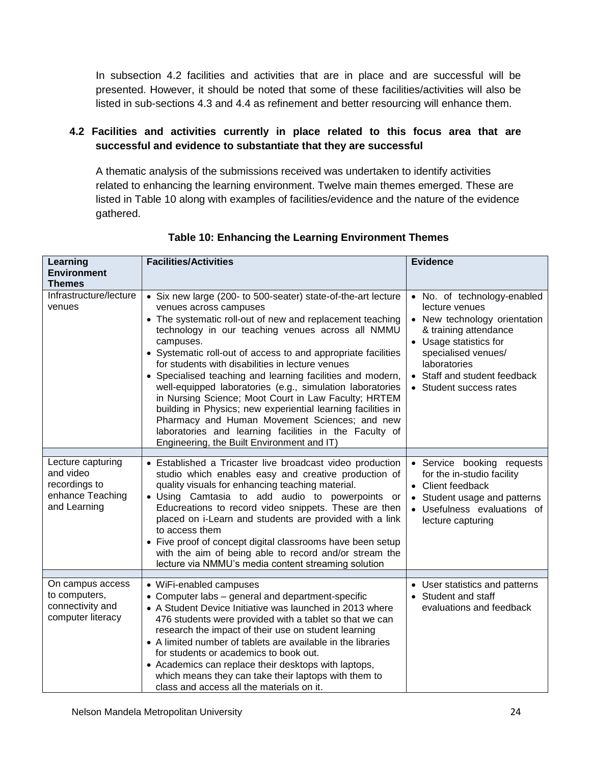In subsection 4.2 facilities and activities that are in place and are successful will be presented. However, it should be noted that some of these facilities/activities will also be listed in sub-sections 4.3 and 4.4 as refinement and better resourcing will enhance them.

## 4.2 Facilities and activities currently in place related to this focus area that are successful and evidence to substantiate that they are successful

A thematic analysis of the submissions received was undertaken to identify activities related to enhancing the learning environment. Twelve main themes emerged. These are listed in Table 10 along with examples of facilities/evidence and the nature of the evidence gathered.

**Table 10: Enhancing the Learning Environment Themes**

| Learning Environment Themes | Facilities/Activities | Evidence |
|---|---|---|
| Infrastructure/lecture venues | • Six new large (200- to 500-seater) state-of-the-art lecture venues across campuses<br>• The systematic roll-out of new and replacement teaching technology in our teaching venues across all NMMU campuses.<br>• Systematic roll-out of access to and appropriate facilities for students with disabilities in lecture venues<br>• Specialised teaching and learning facilities and modern, well-equipped laboratories (e.g., simulation laboratories in Nursing Science; Moot Court in Law Faculty; HRTEM building in Physics; new experiential learning facilities in Pharmacy and Human Movement Sciences; and new laboratories and learning facilities in the Faculty of Engineering, the Built Environment and IT) | • No. of technology-enabled lecture venues<br>• New technology orientation & training attendance<br>• Usage statistics for specialised venues/ laboratories<br>• Staff and student feedback<br>• Student success rates |
| | | |
| Lecture capturing and video recordings to enhance Teaching and Learning | • Established a Tricaster live broadcast video production studio which enables easy and creative production of quality visuals for enhancing teaching material.<br>• Using Camtasia to add audio to powerpoints or Educreations to record video snippets. These are then placed on i-Learn and students are provided with a link to access them<br>• Five proof of concept digital classrooms have been setup with the aim of being able to record and/or stream the lecture via NMMU's media content streaming solution | • Service booking requests for the in-studio facility<br>• Client feedback<br>• Student usage and patterns<br>• Usefulness evaluations of lecture capturing |
| | | |
| On campus access to computers, connectivity and computer literacy | • WiFi-enabled campuses<br>• Computer labs – general and department-specific<br>• A Student Device Initiative was launched in 2013 where 476 students were provided with a tablet so that we can research the impact of their use on student learning<br>• A limited number of tablets are available in the libraries for students or academics to book out.<br>• Academics can replace their desktops with laptops, which means they can take their laptops with them to class and access all the materials on it. | • User statistics and patterns<br>• Student and staff evaluations and feedback |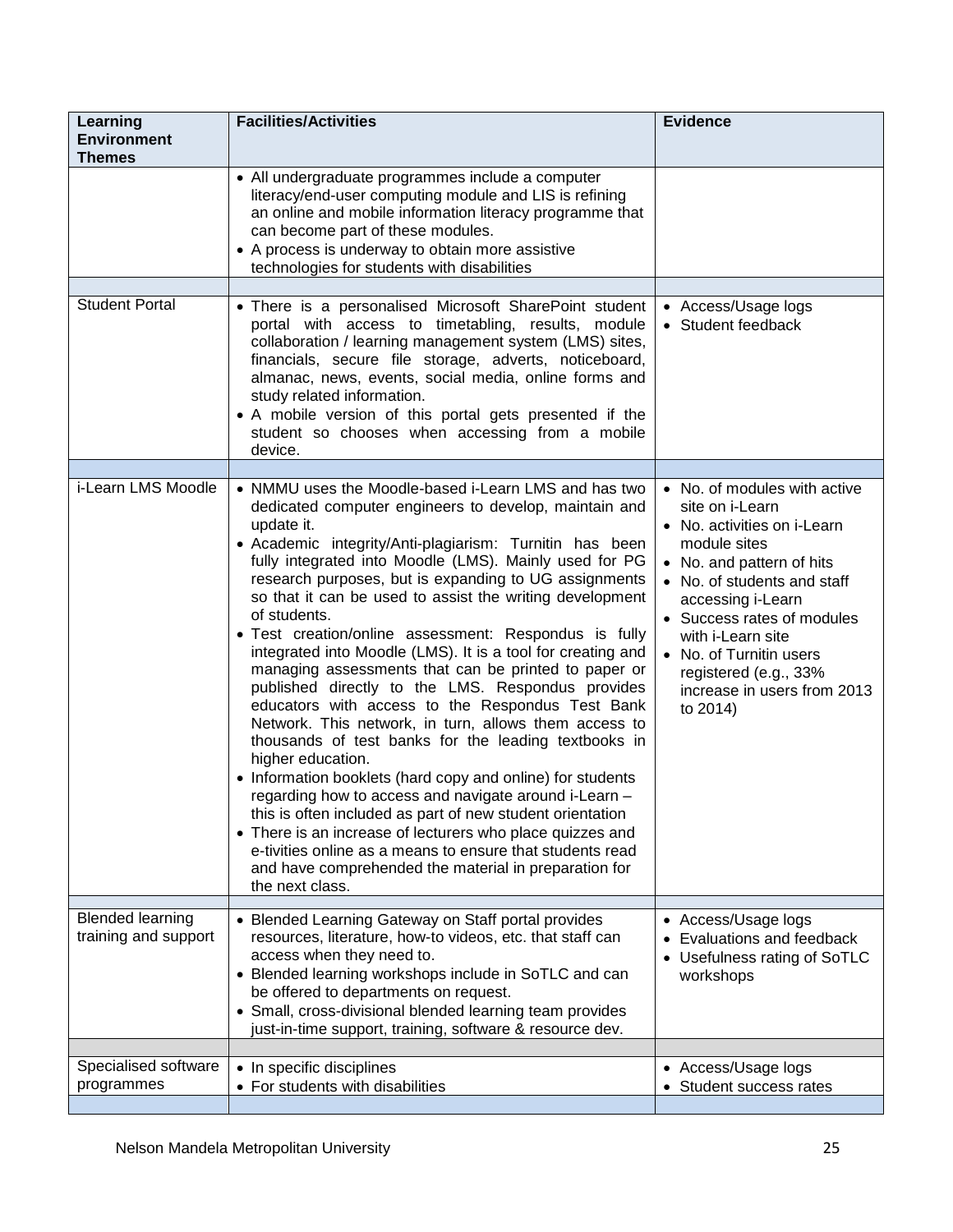| Learning Environment Themes | Facilities/Activities | Evidence |
|---|---|---|
| | • All undergraduate programmes include a computer literacy/end-user computing module and LIS is refining an online and mobile information literacy programme that can become part of these modules.<br>• A process is underway to obtain more assistive technologies for students with disabilities | |
| | | |
| Student Portal | • There is a personalised Microsoft SharePoint student portal with access to timetabling, results, module collaboration / learning management system (LMS) sites, financials, secure file storage, adverts, noticeboard, almanac, news, events, social media, online forms and study related information.<br>• A mobile version of this portal gets presented if the student so chooses when accessing from a mobile device. | • Access/Usage logs<br>• Student feedback |
| | | |
| i-Learn LMS Moodle | • NMMU uses the Moodle-based i-Learn LMS and has two dedicated computer engineers to develop, maintain and update it.<br>• Academic integrity/Anti-plagiarism: Turnitin has been fully integrated into Moodle (LMS). Mainly used for PG research purposes, but is expanding to UG assignments so that it can be used to assist the writing development of students.<br>• Test creation/online assessment: Respondus is fully integrated into Moodle (LMS). It is a tool for creating and managing assessments that can be printed to paper or published directly to the LMS. Respondus provides educators with access to the Respondus Test Bank Network. This network, in turn, allows them access to thousands of test banks for the leading textbooks in higher education.<br>• Information booklets (hard copy and online) for students regarding how to access and navigate around i-Learn – this is often included as part of new student orientation<br>• There is an increase of lecturers who place quizzes and e-tivities online as a means to ensure that students read and have comprehended the material in preparation for the next class. | • No. of modules with active site on i-Learn<br>• No. activities on i-Learn module sites<br>• No. and pattern of hits<br>• No. of students and staff accessing i-Learn<br>• Success rates of modules with i-Learn site<br>• No. of Turnitin users registered (e.g., 33% increase in users from 2013 to 2014) |
| | | |
| Blended learning training and support | • Blended Learning Gateway on Staff portal provides resources, literature, how-to videos, etc. that staff can access when they need to.<br>• Blended learning workshops include in SoTLC and can be offered to departments on request.<br>• Small, cross-divisional blended learning team provides just-in-time support, training, software & resource dev. | • Access/Usage logs<br>• Evaluations and feedback<br>• Usefulness rating of SoTLC workshops |
| | | |
| Specialised software programmes | • In specific disciplines<br>• For students with disabilities | • Access/Usage logs<br>• Student success rates |
| | | |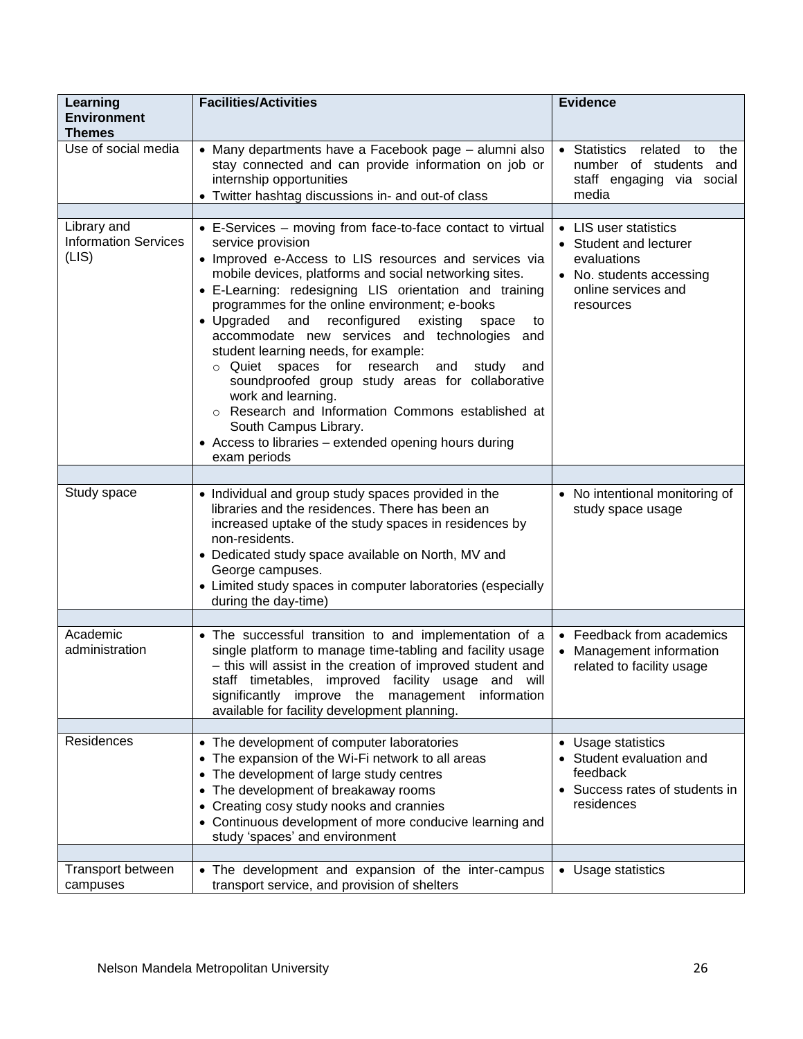| Learning Environment Themes | Facilities/Activities | Evidence |
|---|---|---|
| Use of social media | • Many departments have a Facebook page – alumni also stay connected and can provide information on job or internship opportunities<br>• Twitter hashtag discussions in- and out-of class | • Statistics related to the number of students and staff engaging via social media |
| Library and Information Services (LIS) | • E-Services – moving from face-to-face contact to virtual service provision<br>• Improved e-Access to LIS resources and services via mobile devices, platforms and social networking sites.<br>• E-Learning: redesigning LIS orientation and training programmes for the online environment; e-books<br>• Upgraded and reconfigured existing space to accommodate new services and technologies and student learning needs, for example:<br>  ○ Quiet spaces for research and study and soundproofed group study areas for collaborative work and learning.<br>  ○ Research and Information Commons established at South Campus Library.<br>• Access to libraries – extended opening hours during exam periods | • LIS user statistics<br>• Student and lecturer evaluations<br>• No. students accessing online services and resources |
| Study space | • Individual and group study spaces provided in the libraries and the residences. There has been an increased uptake of the study spaces in residences by non-residents.<br>• Dedicated study space available on North, MV and George campuses.<br>• Limited study spaces in computer laboratories (especially during the day-time) | • No intentional monitoring of study space usage |
| Academic administration | • The successful transition to and implementation of a single platform to manage time-tabling and facility usage – this will assist in the creation of improved student and staff timetables, improved facility usage and will significantly improve the management information available for facility development planning. | • Feedback from academics<br>• Management information related to facility usage |
| Residences | • The development of computer laboratories<br>• The expansion of the Wi-Fi network to all areas<br>• The development of large study centres<br>• The development of breakaway rooms<br>• Creating cosy study nooks and crannies<br>• Continuous development of more conducive learning and study 'spaces' and environment | • Usage statistics<br>• Student evaluation and feedback<br>• Success rates of students in residences |
| Transport between campuses | • The development and expansion of the inter-campus transport service, and provision of shelters | • Usage statistics |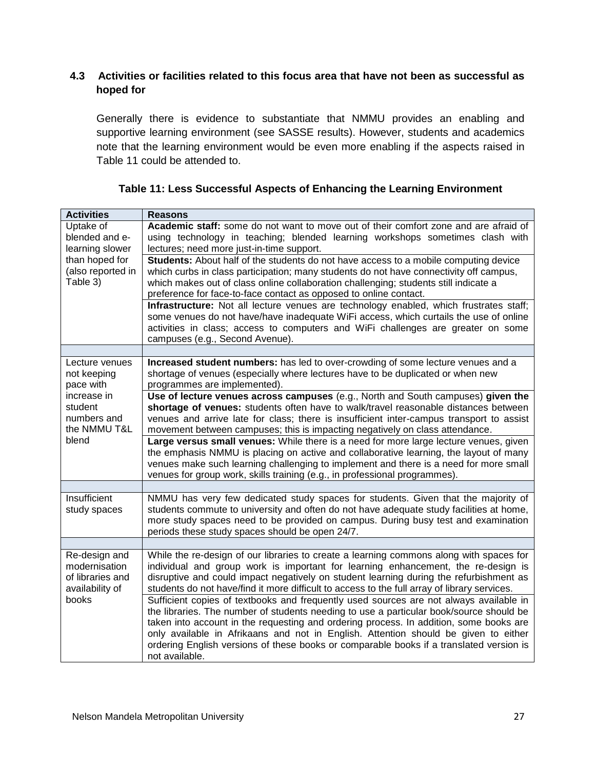### 4.3 Activities or facilities related to this focus area that have not been as successful as hoped for

Generally there is evidence to substantiate that NMMU provides an enabling and supportive learning environment (see SASSE results). However, students and academics note that the learning environment would be even more enabling if the aspects raised in Table 11 could be attended to.

**Table 11: Less Successful Aspects of Enhancing the Learning Environment**

| Activities | Reasons |
|---|---|
| Uptake of blended and e-learning slower than hoped for (also reported in Table 3) | **Academic staff:** some do not want to move out of their comfort zone and are afraid of using technology in teaching; blended learning workshops sometimes clash with lectures; need more just-in-time support. |
| | **Students:** About half of the students do not have access to a mobile computing device which curbs in class participation; many students do not have connectivity off campus, which makes out of class online collaboration challenging; students still indicate a preference for face-to-face contact as opposed to online contact. |
| | **Infrastructure:** Not all lecture venues are technology enabled, which frustrates staff; some venues do not have/have inadequate WiFi access, which curtails the use of online activities in class; access to computers and WiFi challenges are greater on some campuses (e.g., Second Avenue). |
| | |
| Lecture venues not keeping pace with increase in student numbers and the NMMU T&L blend | **Increased student numbers:** has led to over-crowding of some lecture venues and a shortage of venues (especially where lectures have to be duplicated or when new programmes are implemented). |
| | **Use of lecture venues across campuses** (e.g., North and South campuses) **given the shortage of venues:** students often have to walk/travel reasonable distances between venues and arrive late for class; there is insufficient inter-campus transport to assist movement between campuses; this is impacting negatively on class attendance. |
| | **Large versus small venues:** While there is a need for more large lecture venues, given the emphasis NMMU is placing on active and collaborative learning, the layout of many venues make such learning challenging to implement and there is a need for more small venues for group work, skills training (e.g., in professional programmes). |
| | |
| Insufficient study spaces | NMMU has very few dedicated study spaces for students. Given that the majority of students commute to university and often do not have adequate study facilities at home, more study spaces need to be provided on campus. During busy test and examination periods these study spaces should be open 24/7. |
| | |
| Re-design and modernisation of libraries and availability of books | While the re-design of our libraries to create a learning commons along with spaces for individual and group work is important for learning enhancement, the re-design is disruptive and could impact negatively on student learning during the refurbishment as students do not have/find it more difficult to access to the full array of library services. |
| | Sufficient copies of textbooks and frequently used sources are not always available in the libraries. The number of students needing to use a particular book/source should be taken into account in the requesting and ordering process. In addition, some books are only available in Afrikaans and not in English. Attention should be given to either ordering English versions of these books or comparable books if a translated version is not available. |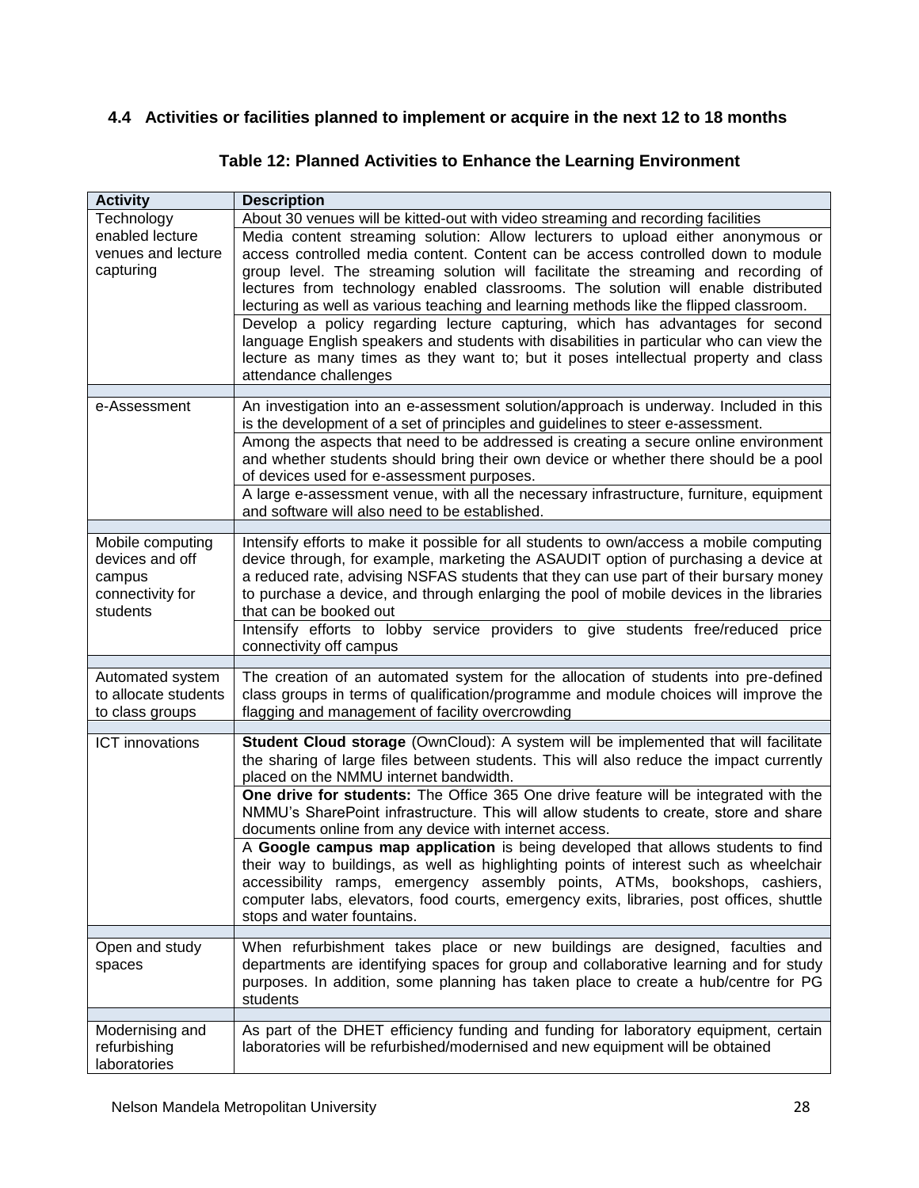## 4.4 Activities or facilities planned to implement or acquire in the next 12 to 18 months

**Table 12: Planned Activities to Enhance the Learning Environment**

| Activity | Description |
|---|---|
| Technology enabled lecture venues and lecture capturing | About 30 venues will be kitted-out with video streaming and recording facilities |
| | Media content streaming solution: Allow lecturers to upload either anonymous or access controlled media content. Content can be access controlled down to module group level. The streaming solution will facilitate the streaming and recording of lectures from technology enabled classrooms. The solution will enable distributed lecturing as well as various teaching and learning methods like the flipped classroom. |
| | Develop a policy regarding lecture capturing, which has advantages for second language English speakers and students with disabilities in particular who can view the lecture as many times as they want to; but it poses intellectual property and class attendance challenges |
| | |
| e-Assessment | An investigation into an e-assessment solution/approach is underway. Included in this is the development of a set of principles and guidelines to steer e-assessment. |
| | Among the aspects that need to be addressed is creating a secure online environment and whether students should bring their own device or whether there should be a pool of devices used for e-assessment purposes. |
| | A large e-assessment venue, with all the necessary infrastructure, furniture, equipment and software will also need to be established. |
| | |
| Mobile computing devices and off campus connectivity for students | Intensify efforts to make it possible for all students to own/access a mobile computing device through, for example, marketing the ASAUDIT option of purchasing a device at a reduced rate, advising NSFAS students that they can use part of their bursary money to purchase a device, and through enlarging the pool of mobile devices in the libraries that can be booked out |
| | Intensify efforts to lobby service providers to give students free/reduced price connectivity off campus |
| | |
| Automated system to allocate students to class groups | The creation of an automated system for the allocation of students into pre-defined class groups in terms of qualification/programme and module choices will improve the flagging and management of facility overcrowding |
| | |
| ICT innovations | **Student Cloud storage** (OwnCloud): A system will be implemented that will facilitate the sharing of large files between students. This will also reduce the impact currently placed on the NMMU internet bandwidth. |
| | **One drive for students:** The Office 365 One drive feature will be integrated with the NMMU's SharePoint infrastructure. This will allow students to create, store and share documents online from any device with internet access. |
| | A **Google campus map application** is being developed that allows students to find their way to buildings, as well as highlighting points of interest such as wheelchair accessibility ramps, emergency assembly points, ATMs, bookshops, cashiers, computer labs, elevators, food courts, emergency exits, libraries, post offices, shuttle stops and water fountains. |
| | |
| Open and study spaces | When refurbishment takes place or new buildings are designed, faculties and departments are identifying spaces for group and collaborative learning and for study purposes. In addition, some planning has taken place to create a hub/centre for PG students |
| | |
| Modernising and refurbishing laboratories | As part of the DHET efficiency funding and funding for laboratory equipment, certain laboratories will be refurbished/modernised and new equipment will be obtained |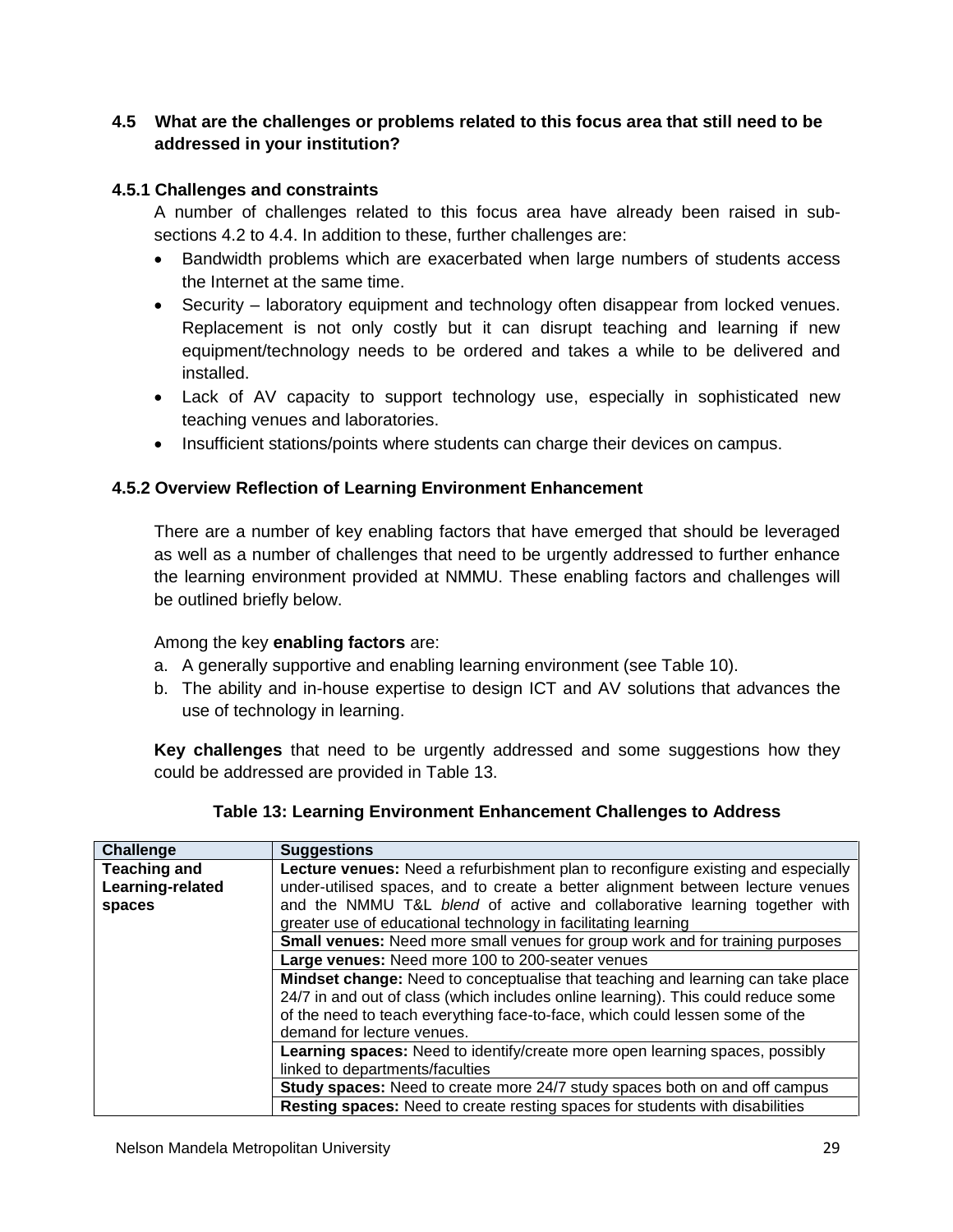### 4.5 What are the challenges or problems related to this focus area that still need to be addressed in your institution?

#### 4.5.1 Challenges and constraints

A number of challenges related to this focus area have already been raised in sub-sections 4.2 to 4.4. In addition to these, further challenges are:

- Bandwidth problems which are exacerbated when large numbers of students access the Internet at the same time.
- Security – laboratory equipment and technology often disappear from locked venues. Replacement is not only costly but it can disrupt teaching and learning if new equipment/technology needs to be ordered and takes a while to be delivered and installed.
- Lack of AV capacity to support technology use, especially in sophisticated new teaching venues and laboratories.
- Insufficient stations/points where students can charge their devices on campus.

#### 4.5.2 Overview Reflection of Learning Environment Enhancement

There are a number of key enabling factors that have emerged that should be leveraged as well as a number of challenges that need to be urgently addressed to further enhance the learning environment provided at NMMU. These enabling factors and challenges will be outlined briefly below.

Among the key **enabling factors** are:

a. A generally supportive and enabling learning environment (see Table 10).
b. The ability and in-house expertise to design ICT and AV solutions that advances the use of technology in learning.

**Key challenges** that need to be urgently addressed and some suggestions how they could be addressed are provided in Table 13.

**Table 13: Learning Environment Enhancement Challenges to Address**

| Challenge | Suggestions |
|---|---|
| **Teaching and Learning-related spaces** | **Lecture venues:** Need a refurbishment plan to reconfigure existing and especially under-utilised spaces, and to create a better alignment between lecture venues and the NMMU T&L *blend* of active and collaborative learning together with greater use of educational technology in facilitating learning |
| | **Small venues:** Need more small venues for group work and for training purposes |
| | **Large venues:** Need more 100 to 200-seater venues |
| | **Mindset change:** Need to conceptualise that teaching and learning can take place 24/7 in and out of class (which includes online learning). This could reduce some of the need to teach everything face-to-face, which could lessen some of the demand for lecture venues. |
| | **Learning spaces:** Need to identify/create more open learning spaces, possibly linked to departments/faculties |
| | **Study spaces:** Need to create more 24/7 study spaces both on and off campus |
| | **Resting spaces:** Need to create resting spaces for students with disabilities |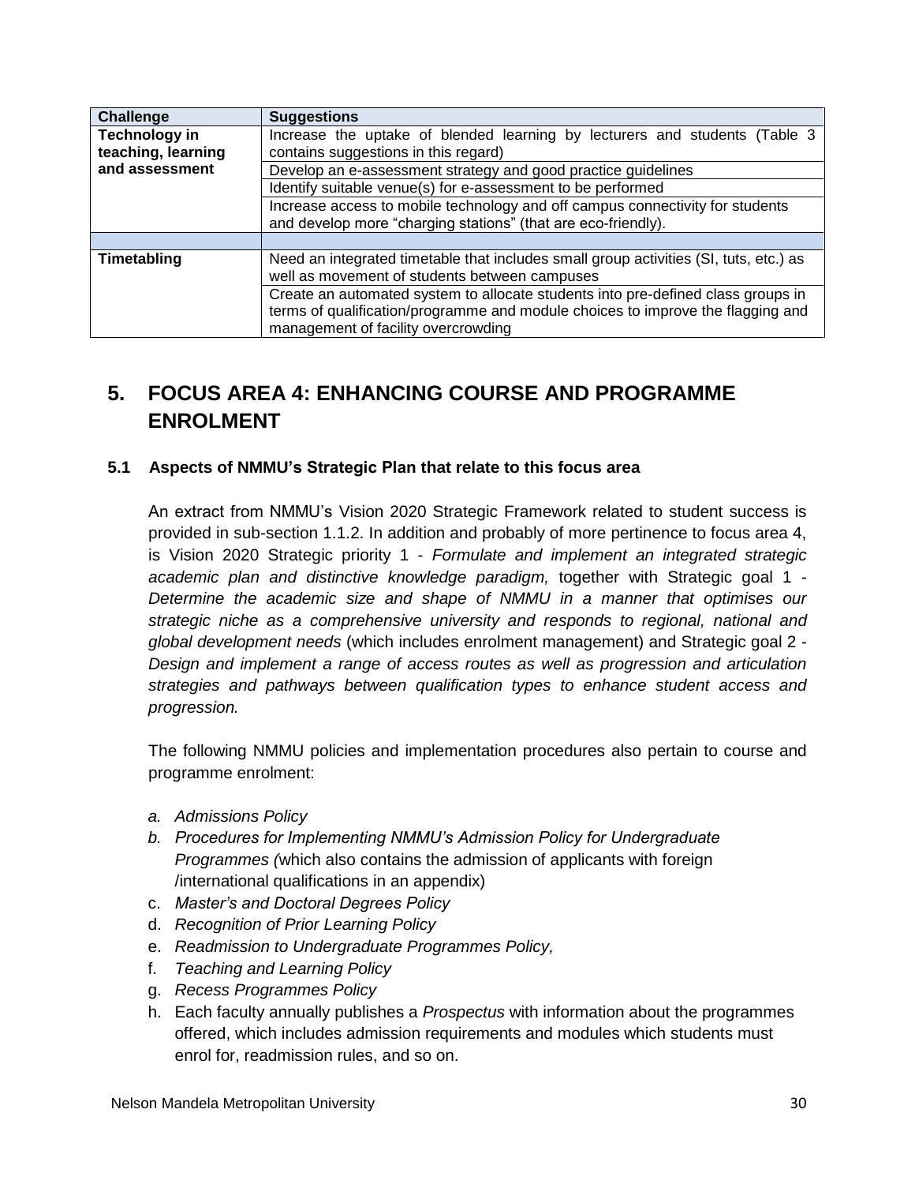| Challenge | Suggestions |
|---|---|
| **Technology in teaching, learning and assessment** | Increase the uptake of blended learning by lecturers and students (Table 3 contains suggestions in this regard) |
| | Develop an e-assessment strategy and good practice guidelines |
| | Identify suitable venue(s) for e-assessment to be performed |
| | Increase access to mobile technology and off campus connectivity for students and develop more "charging stations" (that are eco-friendly). |
| | |
| **Timetabling** | Need an integrated timetable that includes small group activities (SI, tuts, etc.) as well as movement of students between campuses |
| | Create an automated system to allocate students into pre-defined class groups in terms of qualification/programme and module choices to improve the flagging and management of facility overcrowding |

# 5. FOCUS AREA 4: ENHANCING COURSE AND PROGRAMME ENROLMENT

## 5.1 Aspects of NMMU's Strategic Plan that relate to this focus area

An extract from NMMU's Vision 2020 Strategic Framework related to student success is provided in sub-section 1.1.2. In addition and probably of more pertinence to focus area 4, is Vision 2020 Strategic priority 1 - *Formulate and implement an integrated strategic academic plan and distinctive knowledge paradigm,* together with Strategic goal 1 - *Determine the academic size and shape of NMMU in a manner that optimises our strategic niche as a comprehensive university and responds to regional, national and global development needs* (which includes enrolment management) and Strategic goal 2 - *Design and implement a range of access routes as well as progression and articulation strategies and pathways between qualification types to enhance student access and progression.*

The following NMMU policies and implementation procedures also pertain to course and programme enrolment:

a. *Admissions Policy*
b. *Procedures for Implementing NMMU's Admission Policy for Undergraduate Programmes (*which also contains the admission of applicants with foreign /international qualifications in an appendix)
c. *Master's and Doctoral Degrees Policy*
d. *Recognition of Prior Learning Policy*
e. *Readmission to Undergraduate Programmes Policy,*
f. *Teaching and Learning Policy*
g. *Recess Programmes Policy*
h. Each faculty annually publishes a *Prospectus* with information about the programmes offered, which includes admission requirements and modules which students must enrol for, readmission rules, and so on.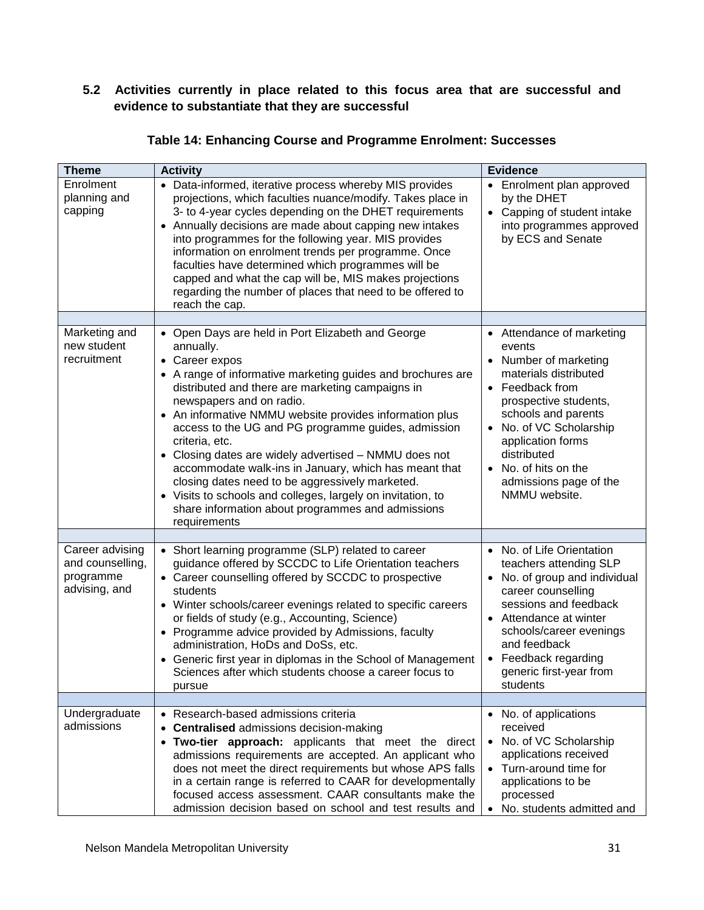### 5.2 Activities currently in place related to this focus area that are successful and evidence to substantiate that they are successful

**Table 14: Enhancing Course and Programme Enrolment: Successes**

| Theme | Activity | Evidence |
|---|---|---|
| Enrolment planning and capping | • Data-informed, iterative process whereby MIS provides projections, which faculties nuance/modify. Takes place in 3- to 4-year cycles depending on the DHET requirements<br>• Annually decisions are made about capping new intakes into programmes for the following year. MIS provides information on enrolment trends per programme. Once faculties have determined which programmes will be capped and what the cap will be, MIS makes projections regarding the number of places that need to be offered to reach the cap. | • Enrolment plan approved by the DHET<br>• Capping of student intake into programmes approved by ECS and Senate |
| | | |
| Marketing and new student recruitment | • Open Days are held in Port Elizabeth and George annually.<br>• Career expos<br>• A range of informative marketing guides and brochures are distributed and there are marketing campaigns in newspapers and on radio.<br>• An informative NMMU website provides information plus access to the UG and PG programme guides, admission criteria, etc.<br>• Closing dates are widely advertised – NMMU does not accommodate walk-ins in January, which has meant that closing dates need to be aggressively marketed.<br>• Visits to schools and colleges, largely on invitation, to share information about programmes and admissions requirements | • Attendance of marketing events<br>• Number of marketing materials distributed<br>• Feedback from prospective students, schools and parents<br>• No. of VC Scholarship application forms distributed<br>• No. of hits on the admissions page of the NMMU website. |
| | | |
| Career advising and counselling, programme advising, and | • Short learning programme (SLP) related to career guidance offered by SCCDC to Life Orientation teachers<br>• Career counselling offered by SCCDC to prospective students<br>• Winter schools/career evenings related to specific careers or fields of study (e.g., Accounting, Science)<br>• Programme advice provided by Admissions, faculty administration, HoDs and DoSs, etc.<br>• Generic first year in diplomas in the School of Management Sciences after which students choose a career focus to pursue | • No. of Life Orientation teachers attending SLP<br>• No. of group and individual career counselling sessions and feedback<br>• Attendance at winter schools/career evenings and feedback<br>• Feedback regarding generic first-year from students |
| | | |
| Undergraduate admissions | • Research-based admissions criteria<br>• **Centralised** admissions decision-making<br>• **Two-tier approach:** applicants that meet the direct admissions requirements are accepted. An applicant who does not meet the direct requirements but whose APS falls in a certain range is referred to CAAR for developmentally focused access assessment. CAAR consultants make the admission decision based on school and test results and | • No. of applications received<br>• No. of VC Scholarship applications received<br>• Turn-around time for applications to be processed<br>• No. students admitted and |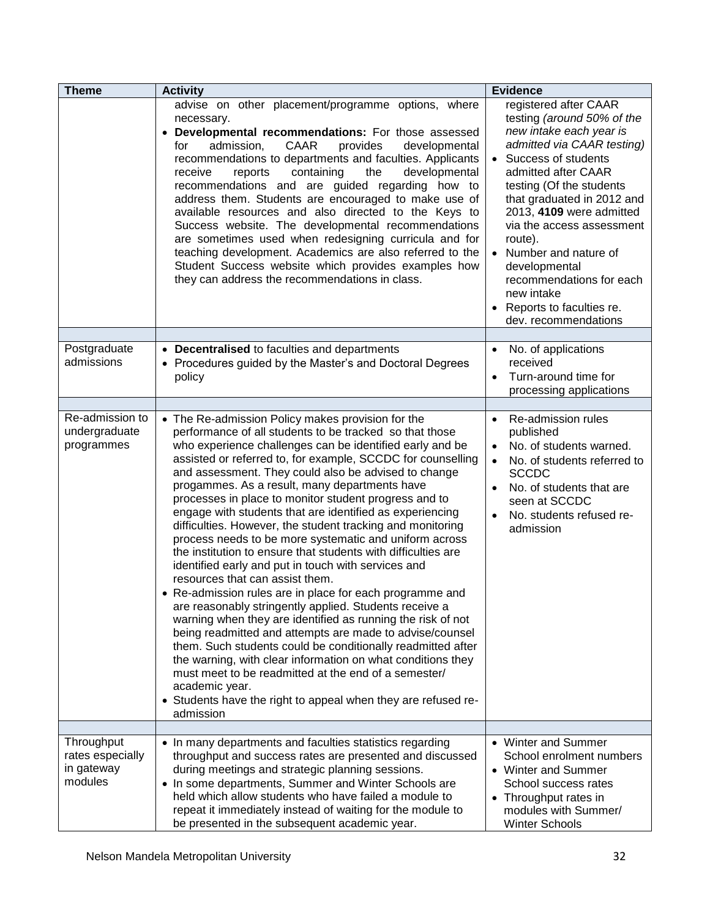| Theme | Activity | Evidence |
|---|---|---|
| | advise on other placement/programme options, where necessary.<br>• **Developmental recommendations:** For those assessed for admission, CAAR provides developmental recommendations to departments and faculties. Applicants receive reports containing the developmental recommendations and are guided regarding how to address them. Students are encouraged to make use of available resources and also directed to the Keys to Success website. The developmental recommendations are sometimes used when redesigning curricula and for teaching development. Academics are also referred to the Student Success website which provides examples how they can address the recommendations in class. | registered after CAAR testing *(around 50% of the new intake each year is admitted via CAAR testing)*<br>• Success of students admitted after CAAR testing (Of the students that graduated in 2012 and 2013, **4109** were admitted via the access assessment route).<br>• Number and nature of developmental recommendations for each new intake<br>• Reports to faculties re. dev. recommendations |
| | | |
| Postgraduate admissions | • **Decentralised** to faculties and departments<br>• Procedures guided by the Master's and Doctoral Degrees policy | • No. of applications received<br>• Turn-around time for processing applications |
| | | |
| Re-admission to undergraduate programmes | • The Re-admission Policy makes provision for the performance of all students to be tracked so that those who experience challenges can be identified early and be assisted or referred to, for example, SCCDC for counselling and assessment. They could also be advised to change progammes. As a result, many departments have processes in place to monitor student progress and to engage with students that are identified as experiencing difficulties. However, the student tracking and monitoring process needs to be more systematic and uniform across the institution to ensure that students with difficulties are identified early and put in touch with services and resources that can assist them.<br>• Re-admission rules are in place for each programme and are reasonably stringently applied. Students receive a warning when they are identified as running the risk of not being readmitted and attempts are made to advise/counsel them. Such students could be conditionally readmitted after the warning, with clear information on what conditions they must meet to be readmitted at the end of a semester/ academic year.<br>• Students have the right to appeal when they are refused re-admission | • Re-admission rules published<br>• No. of students warned.<br>• No. of students referred to SCCDC<br>• No. of students that are seen at SCCDC<br>• No. students refused re-admission |
| | | |
| Throughput rates especially in gateway modules | • In many departments and faculties statistics regarding throughput and success rates are presented and discussed during meetings and strategic planning sessions.<br>• In some departments, Summer and Winter Schools are held which allow students who have failed a module to repeat it immediately instead of waiting for the module to be presented in the subsequent academic year. | • Winter and Summer School enrolment numbers<br>• Winter and Summer School success rates<br>• Throughput rates in modules with Summer/ Winter Schools |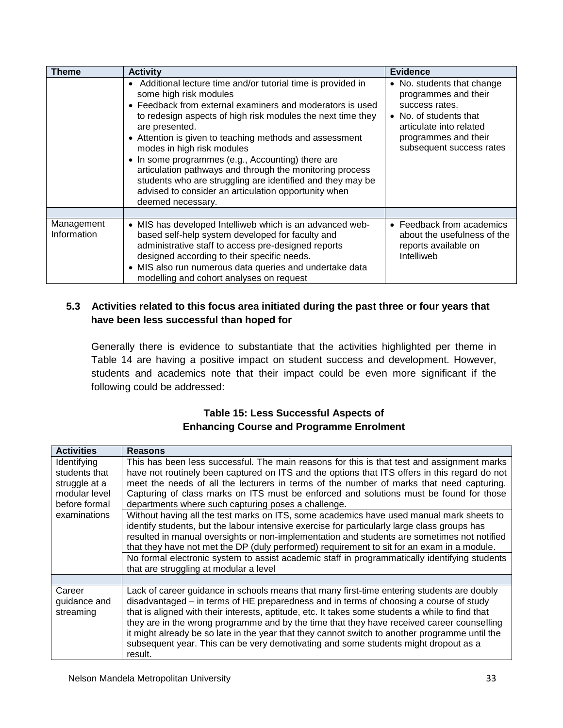| Theme | Activity | Evidence |
|---|---|---|
| | • Additional lecture time and/or tutorial time is provided in some high risk modules<br>• Feedback from external examiners and moderators is used to redesign aspects of high risk modules the next time they are presented.<br>• Attention is given to teaching methods and assessment modes in high risk modules<br>• In some programmes (e.g., Accounting) there are articulation pathways and through the monitoring process students who are struggling are identified and they may be advised to consider an articulation opportunity when deemed necessary. | • No. students that change programmes and their success rates.<br>• No. of students that articulate into related programmes and their subsequent success rates |
| | | |
| Management Information | • MIS has developed Intelliweb which is an advanced web-based self-help system developed for faculty and administrative staff to access pre-designed reports designed according to their specific needs.<br>• MIS also run numerous data queries and undertake data modelling and cohort analyses on request | • Feedback from academics about the usefulness of the reports available on Intelliweb |

### 5.3 Activities related to this focus area initiated during the past three or four years that have been less successful than hoped for

Generally there is evidence to substantiate that the activities highlighted per theme in Table 14 are having a positive impact on student success and development. However, students and academics note that their impact could be even more significant if the following could be addressed:

**Table 15: Less Successful Aspects of Enhancing Course and Programme Enrolment**

| Activities | Reasons |
|---|---|
| Identifying students that struggle at a modular level before formal examinations | This has been less successful. The main reasons for this is that test and assignment marks have not routinely been captured on ITS and the options that ITS offers in this regard do not meet the needs of all the lecturers in terms of the number of marks that need capturing. Capturing of class marks on ITS must be enforced and solutions must be found for those departments where such capturing poses a challenge. |
| | Without having all the test marks on ITS, some academics have used manual mark sheets to identify students, but the labour intensive exercise for particularly large class groups has resulted in manual oversights or non-implementation and students are sometimes not notified that they have not met the DP (duly performed) requirement to sit for an exam in a module. |
| | No formal electronic system to assist academic staff in programmatically identifying students that are struggling at modular a level |
| | |
| Career guidance and streaming | Lack of career guidance in schools means that many first-time entering students are doubly disadvantaged – in terms of HE preparedness and in terms of choosing a course of study that is aligned with their interests, aptitude, etc. It takes some students a while to find that they are in the wrong programme and by the time that they have received career counselling it might already be so late in the year that they cannot switch to another programme until the subsequent year. This can be very demotivating and some students might dropout as a result. |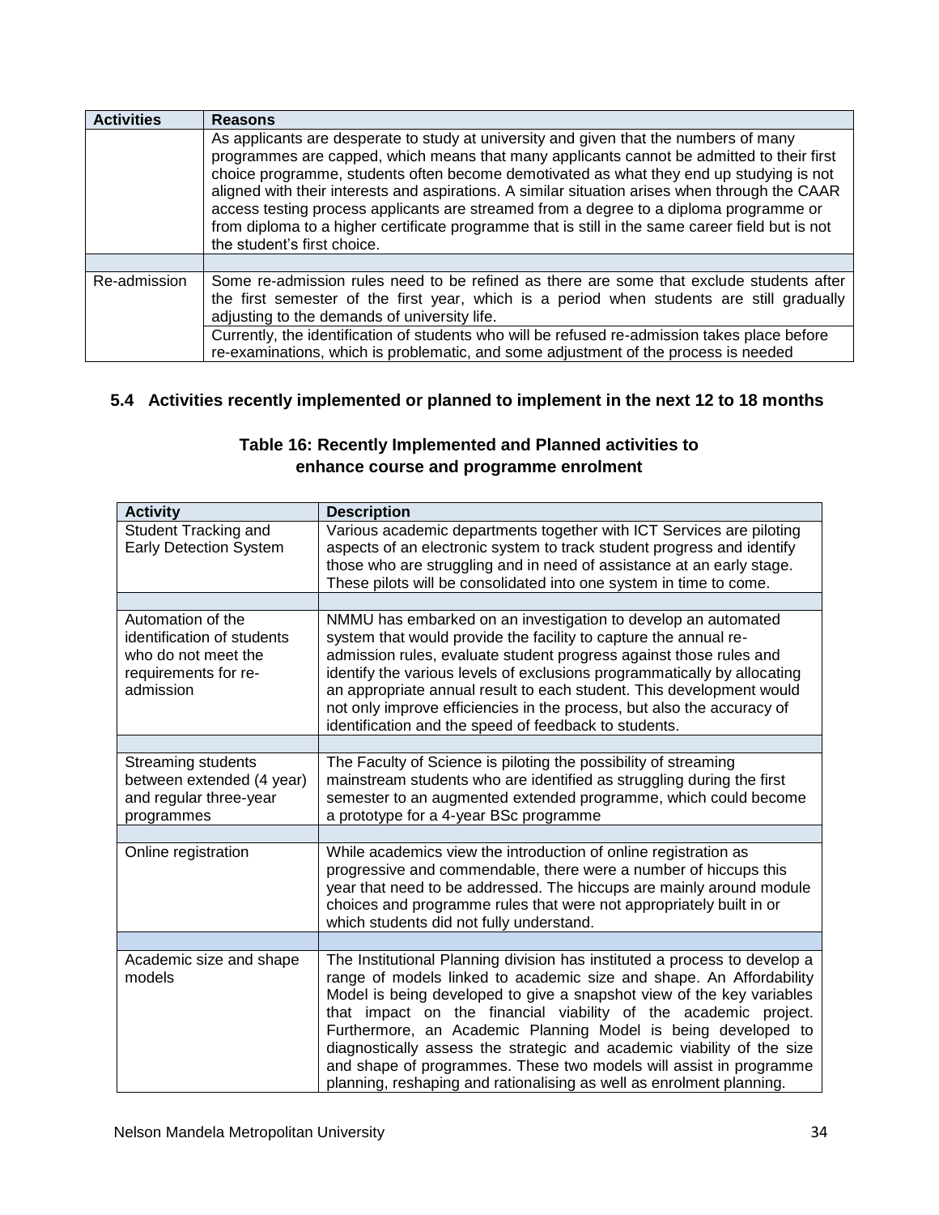| Activities | Reasons |
|---|---|
| | As applicants are desperate to study at university and given that the numbers of many programmes are capped, which means that many applicants cannot be admitted to their first choice programme, students often become demotivated as what they end up studying is not aligned with their interests and aspirations. A similar situation arises when through the CAAR access testing process applicants are streamed from a degree to a diploma programme or from diploma to a higher certificate programme that is still in the same career field but is not the student's first choice. |
| | |
| Re-admission | Some re-admission rules need to be refined as there are some that exclude students after the first semester of the first year, which is a period when students are still gradually adjusting to the demands of university life. |
| | Currently, the identification of students who will be refused re-admission takes place before re-examinations, which is problematic, and some adjustment of the process is needed |

### 5.4 Activities recently implemented or planned to implement in the next 12 to 18 months

**Table 16: Recently Implemented and Planned activities to enhance course and programme enrolment**

| Activity | Description |
|---|---|
| Student Tracking and Early Detection System | Various academic departments together with ICT Services are piloting aspects of an electronic system to track student progress and identify those who are struggling and in need of assistance at an early stage. These pilots will be consolidated into one system in time to come. |
| | |
| Automation of the identification of students who do not meet the requirements for re-admission | NMMU has embarked on an investigation to develop an automated system that would provide the facility to capture the annual re-admission rules, evaluate student progress against those rules and identify the various levels of exclusions programmatically by allocating an appropriate annual result to each student. This development would not only improve efficiencies in the process, but also the accuracy of identification and the speed of feedback to students. |
| | |
| Streaming students between extended (4 year) and regular three-year programmes | The Faculty of Science is piloting the possibility of streaming mainstream students who are identified as struggling during the first semester to an augmented extended programme, which could become a prototype for a 4-year BSc programme |
| | |
| Online registration | While academics view the introduction of online registration as progressive and commendable, there were a number of hiccups this year that need to be addressed. The hiccups are mainly around module choices and programme rules that were not appropriately built in or which students did not fully understand. |
| | |
| Academic size and shape models | The Institutional Planning division has instituted a process to develop a range of models linked to academic size and shape. An Affordability Model is being developed to give a snapshot view of the key variables that impact on the financial viability of the academic project. Furthermore, an Academic Planning Model is being developed to diagnostically assess the strategic and academic viability of the size and shape of programmes. These two models will assist in programme planning, reshaping and rationalising as well as enrolment planning. |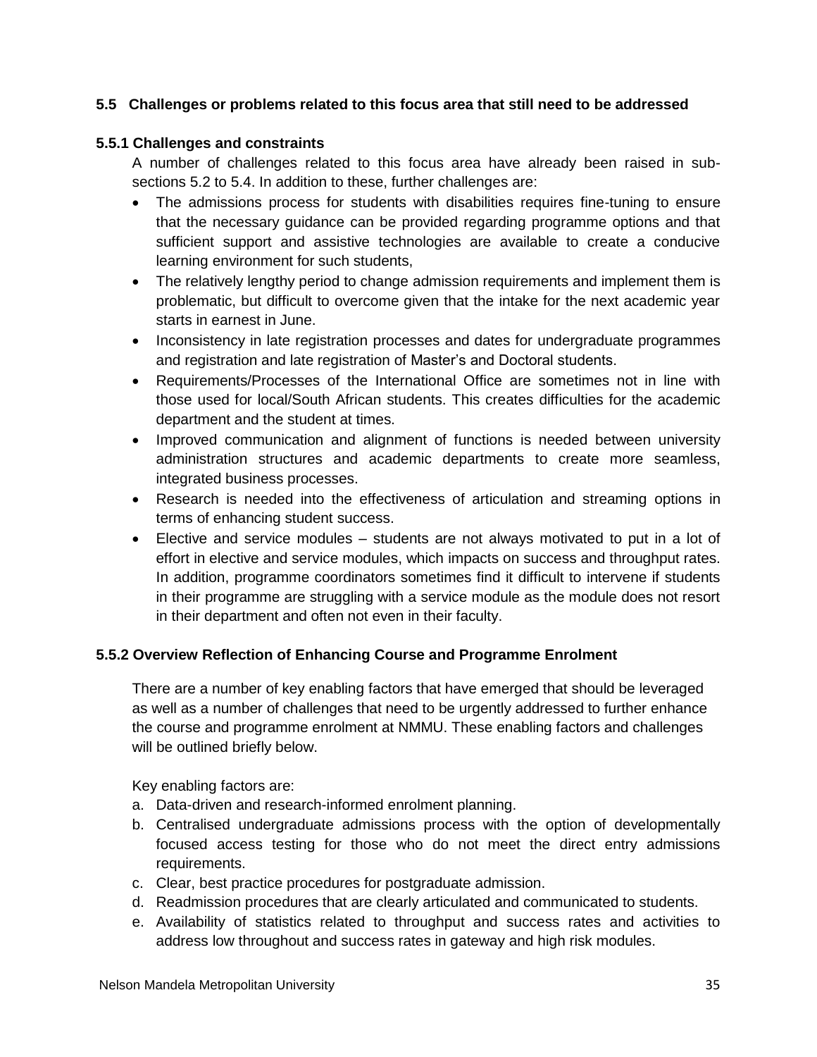### 5.5 Challenges or problems related to this focus area that still need to be addressed

#### 5.5.1 Challenges and constraints

A number of challenges related to this focus area have already been raised in sub-sections 5.2 to 5.4. In addition to these, further challenges are:

- The admissions process for students with disabilities requires fine-tuning to ensure that the necessary guidance can be provided regarding programme options and that sufficient support and assistive technologies are available to create a conducive learning environment for such students,
- The relatively lengthy period to change admission requirements and implement them is problematic, but difficult to overcome given that the intake for the next academic year starts in earnest in June.
- Inconsistency in late registration processes and dates for undergraduate programmes and registration and late registration of Master's and Doctoral students.
- Requirements/Processes of the International Office are sometimes not in line with those used for local/South African students. This creates difficulties for the academic department and the student at times.
- Improved communication and alignment of functions is needed between university administration structures and academic departments to create more seamless, integrated business processes.
- Research is needed into the effectiveness of articulation and streaming options in terms of enhancing student success.
- Elective and service modules – students are not always motivated to put in a lot of effort in elective and service modules, which impacts on success and throughput rates. In addition, programme coordinators sometimes find it difficult to intervene if students in their programme are struggling with a service module as the module does not resort in their department and often not even in their faculty.

#### 5.5.2 Overview Reflection of Enhancing Course and Programme Enrolment

There are a number of key enabling factors that have emerged that should be leveraged as well as a number of challenges that need to be urgently addressed to further enhance the course and programme enrolment at NMMU. These enabling factors and challenges will be outlined briefly below.

Key enabling factors are:

a. Data-driven and research-informed enrolment planning.
b. Centralised undergraduate admissions process with the option of developmentally focused access testing for those who do not meet the direct entry admissions requirements.
c. Clear, best practice procedures for postgraduate admission.
d. Readmission procedures that are clearly articulated and communicated to students.
e. Availability of statistics related to throughput and success rates and activities to address low throughout and success rates in gateway and high risk modules.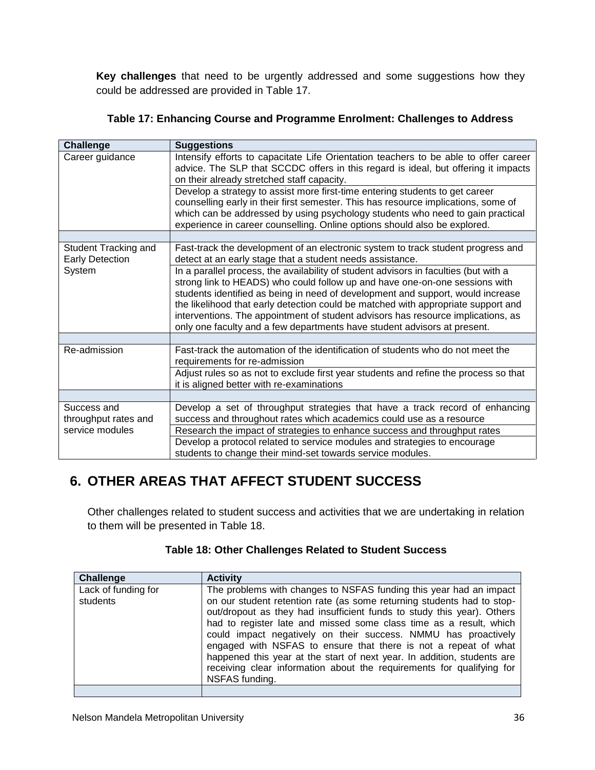**Key challenges** that need to be urgently addressed and some suggestions how they could be addressed are provided in Table 17.

**Table 17: Enhancing Course and Programme Enrolment: Challenges to Address**

| Challenge | Suggestions |
|---|---|
| Career guidance | Intensify efforts to capacitate Life Orientation teachers to be able to offer career advice. The SLP that SCCDC offers in this regard is ideal, but offering it impacts on their already stretched staff capacity. |
| | Develop a strategy to assist more first-time entering students to get career counselling early in their first semester. This has resource implications, some of which can be addressed by using psychology students who need to gain practical experience in career counselling. Online options should also be explored. |
| | |
| Student Tracking and Early Detection System | Fast-track the development of an electronic system to track student progress and detect at an early stage that a student needs assistance. |
| | In a parallel process, the availability of student advisors in faculties (but with a strong link to HEADS) who could follow up and have one-on-one sessions with students identified as being in need of development and support, would increase the likelihood that early detection could be matched with appropriate support and interventions. The appointment of student advisors has resource implications, as only one faculty and a few departments have student advisors at present. |
| | |
| Re-admission | Fast-track the automation of the identification of students who do not meet the requirements for re-admission |
| | Adjust rules so as not to exclude first year students and refine the process so that it is aligned better with re-examinations |
| | |
| Success and throughput rates and service modules | Develop a set of throughput strategies that have a track record of enhancing success and throughout rates which academics could use as a resource |
| | Research the impact of strategies to enhance success and throughput rates |
| | Develop a protocol related to service modules and strategies to encourage students to change their mind-set towards service modules. |

## 6. OTHER AREAS THAT AFFECT STUDENT SUCCESS

Other challenges related to student success and activities that we are undertaking in relation to them will be presented in Table 18.

**Table 18: Other Challenges Related to Student Success**

| Challenge | Activity |
|---|---|
| Lack of funding for students | The problems with changes to NSFAS funding this year had an impact on our student retention rate (as some returning students had to stop-out/dropout as they had insufficient funds to study this year). Others had to register late and missed some class time as a result, which could impact negatively on their success. NMMU has proactively engaged with NSFAS to ensure that there is not a repeat of what happened this year at the start of next year. In addition, students are receiving clear information about the requirements for qualifying for NSFAS funding. |
| | |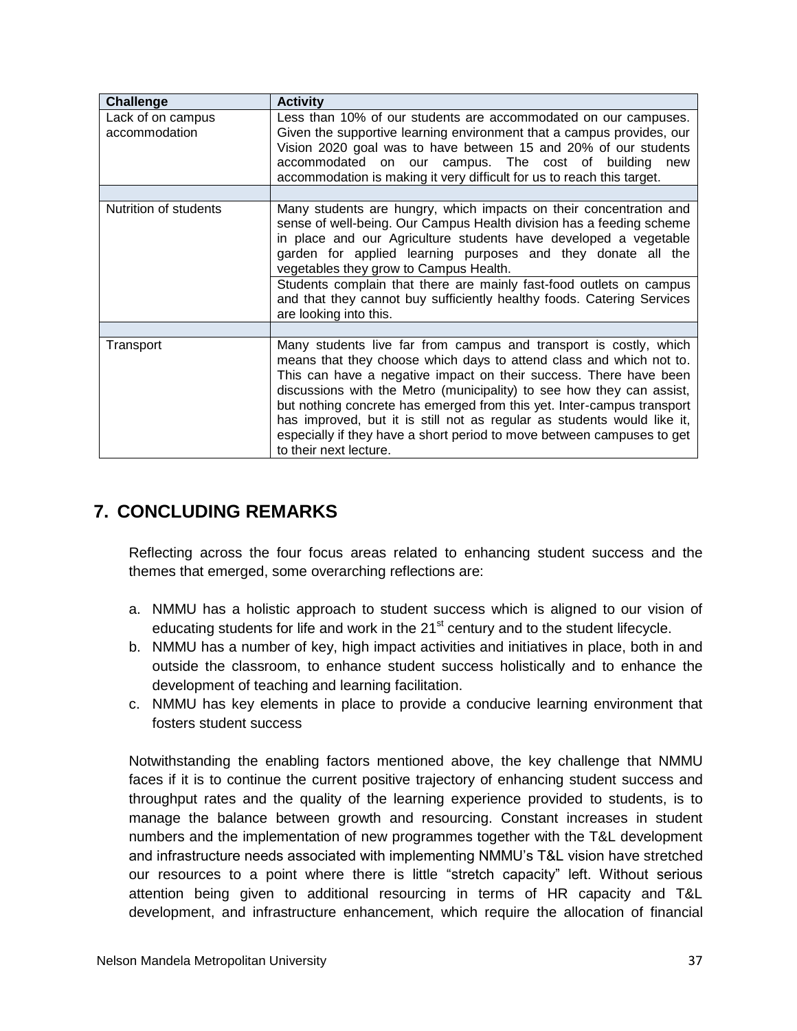| Challenge | Activity |
|---|---|
| Lack of on campus accommodation | Less than 10% of our students are accommodated on our campuses. Given the supportive learning environment that a campus provides, our Vision 2020 goal was to have between 15 and 20% of our students accommodated on our campus. The cost of building new accommodation is making it very difficult for us to reach this target. |
| | |
| Nutrition of students | Many students are hungry, which impacts on their concentration and sense of well-being. Our Campus Health division has a feeding scheme in place and our Agriculture students have developed a vegetable garden for applied learning purposes and they donate all the vegetables they grow to Campus Health. |
| | Students complain that there are mainly fast-food outlets on campus and that they cannot buy sufficiently healthy foods. Catering Services are looking into this. |
| | |
| Transport | Many students live far from campus and transport is costly, which means that they choose which days to attend class and which not to. This can have a negative impact on their success. There have been discussions with the Metro (municipality) to see how they can assist, but nothing concrete has emerged from this yet. Inter-campus transport has improved, but it is still not as regular as students would like it, especially if they have a short period to move between campuses to get to their next lecture. |

## 7. CONCLUDING REMARKS

Reflecting across the four focus areas related to enhancing student success and the themes that emerged, some overarching reflections are:

a. NMMU has a holistic approach to student success which is aligned to our vision of educating students for life and work in the 21st century and to the student lifecycle.
b. NMMU has a number of key, high impact activities and initiatives in place, both in and outside the classroom, to enhance student success holistically and to enhance the development of teaching and learning facilitation.
c. NMMU has key elements in place to provide a conducive learning environment that fosters student success

Notwithstanding the enabling factors mentioned above, the key challenge that NMMU faces if it is to continue the current positive trajectory of enhancing student success and throughput rates and the quality of the learning experience provided to students, is to manage the balance between growth and resourcing. Constant increases in student numbers and the implementation of new programmes together with the T&L development and infrastructure needs associated with implementing NMMU's T&L vision have stretched our resources to a point where there is little "stretch capacity" left. Without serious attention being given to additional resourcing in terms of HR capacity and T&L development, and infrastructure enhancement, which require the allocation of financial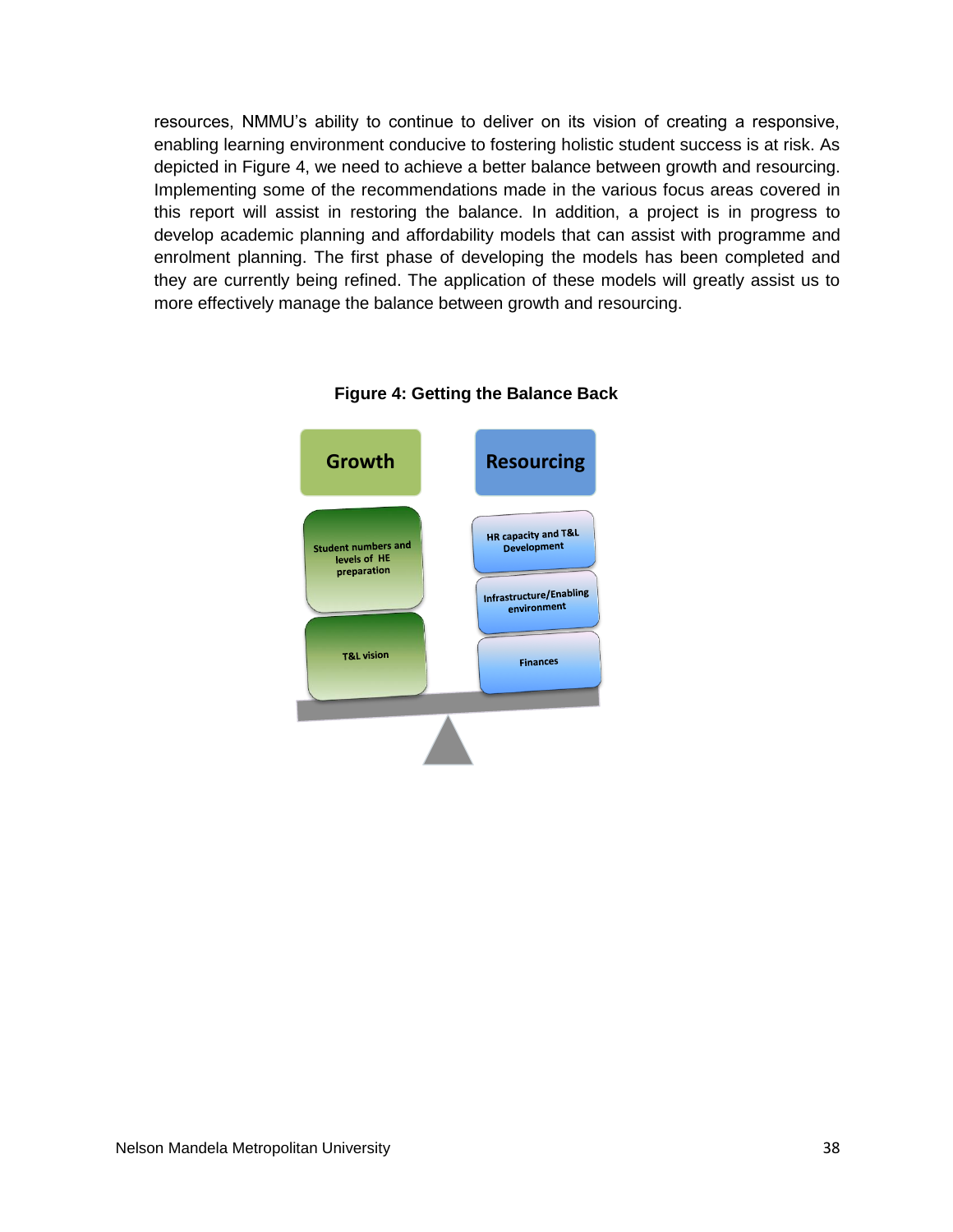resources, NMMU's ability to continue to deliver on its vision of creating a responsive, enabling learning environment conducive to fostering holistic student success is at risk. As depicted in Figure 4, we need to achieve a better balance between growth and resourcing. Implementing some of the recommendations made in the various focus areas covered in this report will assist in restoring the balance. In addition, a project is in progress to develop academic planning and affordability models that can assist with programme and enrolment planning. The first phase of developing the models has been completed and they are currently being refined. The application of these models will greatly assist us to more effectively manage the balance between growth and resourcing.

**Figure 4: Getting the Balance Back**

Growth

Student numbers and levels of HE preparation

T&L vision

Resourcing

HR capacity and T&L Development

Infrastructure/Enabling environment

Finances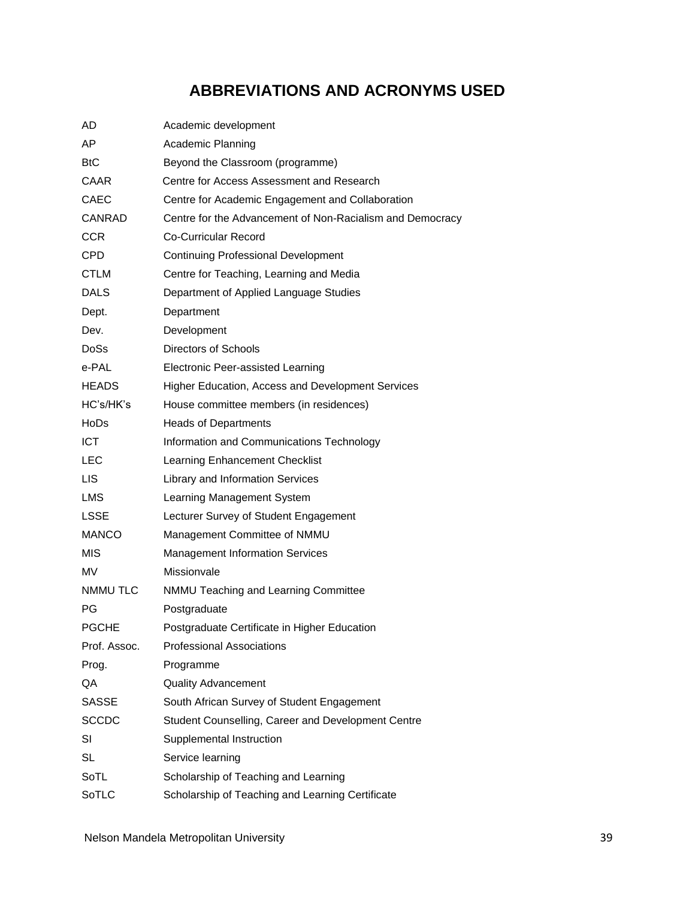# ABBREVIATIONS AND ACRONYMS USED

| | |
|---|---|
| AD | Academic development |
| AP | Academic Planning |
| BtC | Beyond the Classroom (programme) |
| CAAR | Centre for Access Assessment and Research |
| CAEC | Centre for Academic Engagement and Collaboration |
| CANRAD | Centre for the Advancement of Non-Racialism and Democracy |
| CCR | Co-Curricular Record |
| CPD | Continuing Professional Development |
| CTLM | Centre for Teaching, Learning and Media |
| DALS | Department of Applied Language Studies |
| Dept. | Department |
| Dev. | Development |
| DoSs | Directors of Schools |
| e-PAL | Electronic Peer-assisted Learning |
| HEADS | Higher Education, Access and Development Services |
| HC's/HK's | House committee members (in residences) |
| HoDs | Heads of Departments |
| ICT | Information and Communications Technology |
| LEC | Learning Enhancement Checklist |
| LIS | Library and Information Services |
| LMS | Learning Management System |
| LSSE | Lecturer Survey of Student Engagement |
| MANCO | Management Committee of NMMU |
| MIS | Management Information Services |
| MV | Missionvale |
| NMMU TLC | NMMU Teaching and Learning Committee |
| PG | Postgraduate |
| PGCHE | Postgraduate Certificate in Higher Education |
| Prof. Assoc. | Professional Associations |
| Prog. | Programme |
| QA | Quality Advancement |
| SASSE | South African Survey of Student Engagement |
| SCCDC | Student Counselling, Career and Development Centre |
| SI | Supplemental Instruction |
| SL | Service learning |
| SoTL | Scholarship of Teaching and Learning |
| SoTLC | Scholarship of Teaching and Learning Certificate |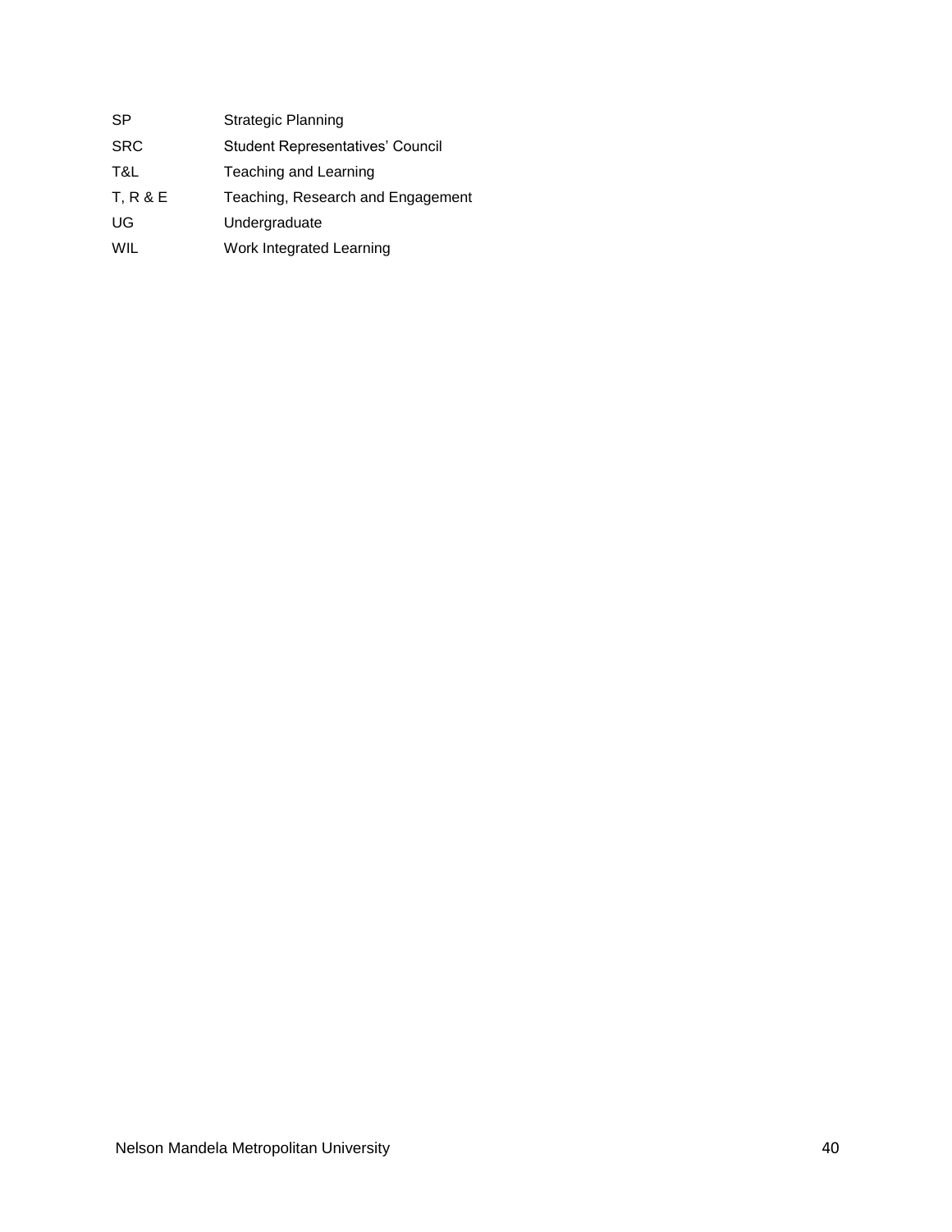| | |
|---|---|
| SP | Strategic Planning |
| SRC | Student Representatives' Council |
| T&L | Teaching and Learning |
| T, R & E | Teaching, Research and Engagement |
| UG | Undergraduate |
| WIL | Work Integrated Learning |